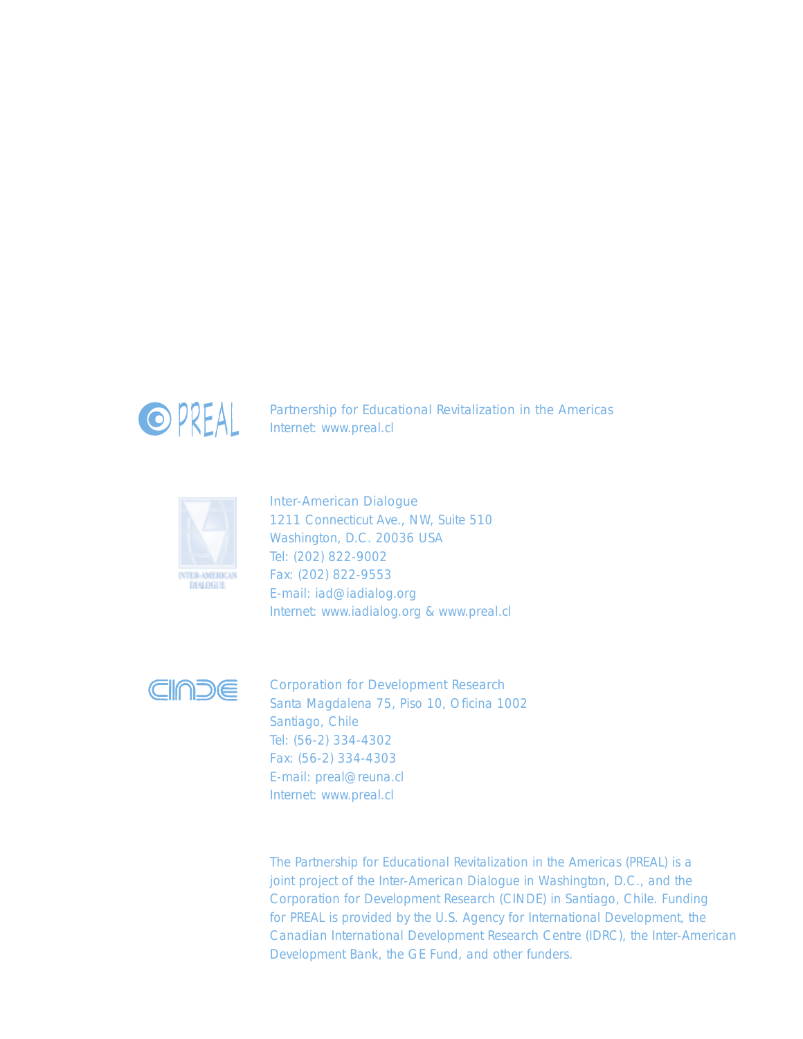PREAL

Partnership for Educational Revitalization in the Americas
Internet: www.preal.cl

INTER-AMERICAN DIALOGUE

Inter-American Dialogue
1211 Connecticut Ave., NW, Suite 510
Washington, D.C. 20036 USA
Tel: (202) 822-9002
Fax: (202) 822-9553
E-mail: iad@iadialog.org
Internet: www.iadialog.org & www.preal.cl

CINDE

Corporation for Development Research
Santa Magdalena 75, Piso 10, Oficina 1002
Santiago, Chile
Tel: (56-2) 334-4302
Fax: (56-2) 334-4303
E-mail: preal@reuna.cl
Internet: www.preal.cl

The Partnership for Educational Revitalization in the Americas (PREAL) is a joint project of the Inter-American Dialogue in Washington, D.C., and the Corporation for Development Research (CINDE) in Santiago, Chile. Funding for PREAL is provided by the U.S. Agency for International Development, the Canadian International Development Research Centre (IDRC), the Inter-American Development Bank, the GE Fund, and other funders.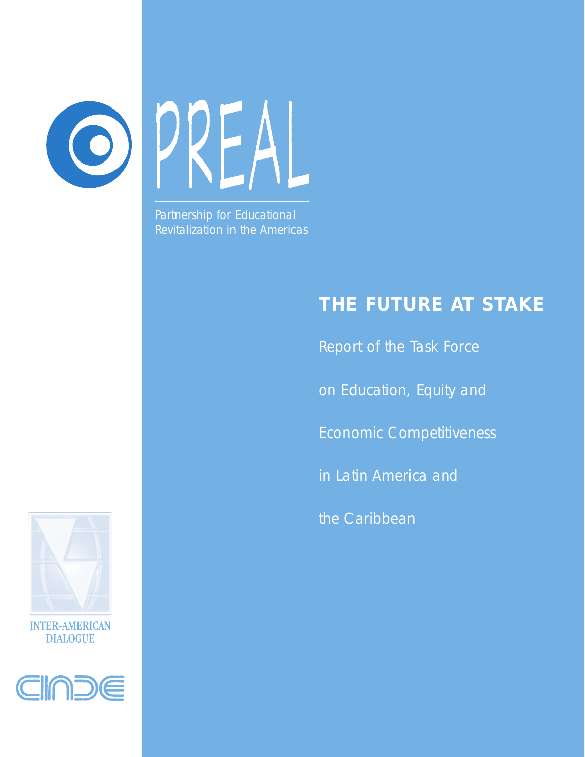PREAL

Partnership for Educational Revitalization in the Americas

# THE FUTURE AT STAKE

Report of the Task Force on Education, Equity and Economic Competitiveness in Latin America and the Caribbean

INTER-AMERICAN DIALOGUE

CINDE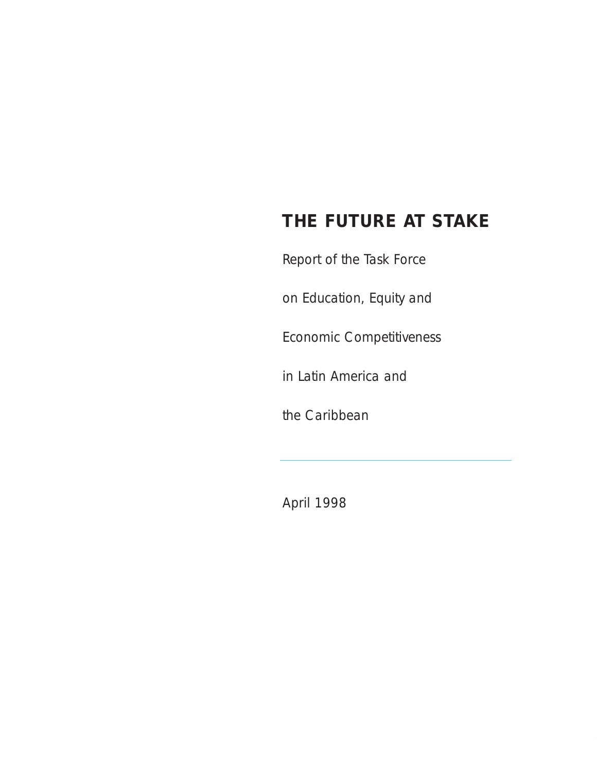# THE FUTURE AT STAKE

Report of the Task Force

on Education, Equity and

Economic Competitiveness

in Latin America and

the Caribbean

---

April 1998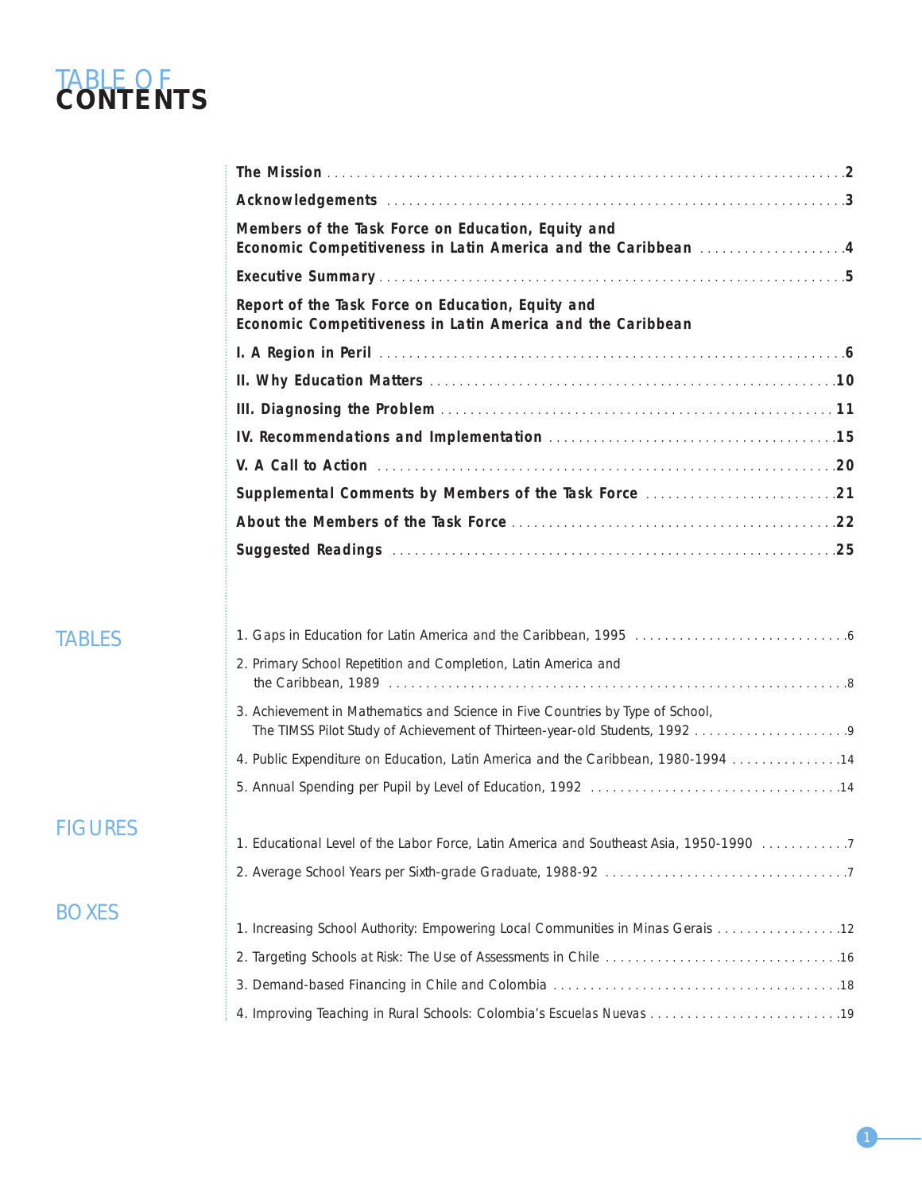# TABLE OF CONTENTS

**The Mission** . . . . . . . . . . 2

**Acknowledgements** . . . . . . . . . . 3

**Members of the Task Force on Education, Equity and Economic Competitiveness in Latin America and the Caribbean** . . . . . . . . . . 4

**Executive Summary** . . . . . . . . . . 5

**Report of the Task Force on Education, Equity and Economic Competitiveness in Latin America and the Caribbean**

**I. A Region in Peril** . . . . . . . . . . 6

**II. Why Education Matters** . . . . . . . . . . 10

**III. Diagnosing the Problem** . . . . . . . . . . 11

**IV. Recommendations and Implementation** . . . . . . . . . . 15

**V. A Call to Action** . . . . . . . . . . 20

**Supplemental Comments by Members of the Task Force** . . . . . . . . . . 21

**About the Members of the Task Force** . . . . . . . . . . 22

**Suggested Readings** . . . . . . . . . . 25

## TABLES

1. Gaps in Education for Latin America and the Caribbean, 1995 . . . . . . . . . . 6
2. Primary School Repetition and Completion, Latin America and the Caribbean, 1989 . . . . . . . . . . 8
3. Achievement in Mathematics and Science in Five Countries by Type of School, The TIMSS Pilot Study of Achievement of Thirteen-year-old Students, 1992 . . . . . . . . . . 9
4. Public Expenditure on Education, Latin America and the Caribbean, 1980-1994 . . . . . . . . . . 14
5. Annual Spending per Pupil by Level of Education, 1992 . . . . . . . . . . 14

## FIGURES

1. Educational Level of the Labor Force, Latin America and Southeast Asia, 1950-1990 . . . . . . . . . . 7
2. Average School Years per Sixth-grade Graduate, 1988-92 . . . . . . . . . . 7

## BOXES

1. Increasing School Authority: Empowering Local Communities in Minas Gerais . . . . . . . . . . 12
2. Targeting Schools at Risk: The Use of Assessments in Chile . . . . . . . . . . 16
3. Demand-based Financing in Chile and Colombia . . . . . . . . . . 18
4. Improving Teaching in Rural Schools: Colombia's Escuelas Nuevas . . . . . . . . . . 19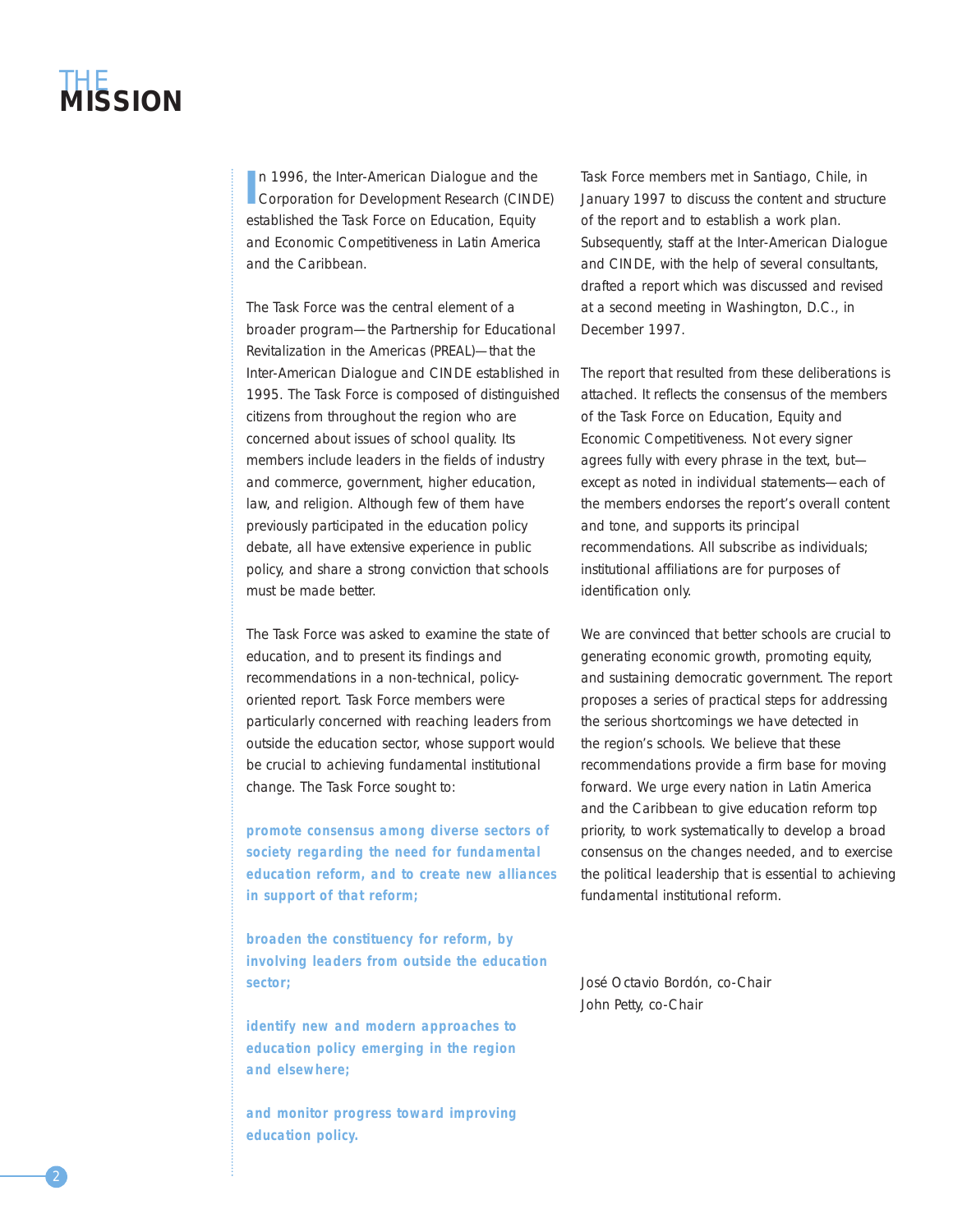# THE MISSION

In 1996, the Inter-American Dialogue and the Corporation for Development Research (CINDE) established the Task Force on Education, Equity and Economic Competitiveness in Latin America and the Caribbean.

The Task Force was the central element of a broader program—the Partnership for Educational Revitalization in the Americas (PREAL)—that the Inter-American Dialogue and CINDE established in 1995. The Task Force is composed of distinguished citizens from throughout the region who are concerned about issues of school quality. Its members include leaders in the fields of industry and commerce, government, higher education, law, and religion. Although few of them have previously participated in the education policy debate, all have extensive experience in public policy, and share a strong conviction that schools must be made better.

The Task Force was asked to examine the state of education, and to present its findings and recommendations in a non-technical, policy-oriented report. Task Force members were particularly concerned with reaching leaders from outside the education sector, whose support would be crucial to achieving fundamental institutional change. The Task Force sought to:

**promote consensus among diverse sectors of society regarding the need for fundamental education reform, and to create new alliances in support of that reform;**

**broaden the constituency for reform, by involving leaders from outside the education sector;**

**identify new and modern approaches to education policy emerging in the region and elsewhere;**

**and monitor progress toward improving education policy.**

Task Force members met in Santiago, Chile, in January 1997 to discuss the content and structure of the report and to establish a work plan. Subsequently, staff at the Inter-American Dialogue and CINDE, with the help of several consultants, drafted a report which was discussed and revised at a second meeting in Washington, D.C., in December 1997.

The report that resulted from these deliberations is attached. It reflects the consensus of the members of the Task Force on Education, Equity and Economic Competitiveness. Not every signer agrees fully with every phrase in the text, but—except as noted in individual statements—each of the members endorses the report's overall content and tone, and supports its principal recommendations. All subscribe as individuals; institutional affiliations are for purposes of identification only.

We are convinced that better schools are crucial to generating economic growth, promoting equity, and sustaining democratic government. The report proposes a series of practical steps for addressing the serious shortcomings we have detected in the region's schools. We believe that these recommendations provide a firm base for moving forward. We urge every nation in Latin America and the Caribbean to give education reform top priority, to work systematically to develop a broad consensus on the changes needed, and to exercise the political leadership that is essential to achieving fundamental institutional reform.

José Octavio Bordón, co-Chair
John Petty, co-Chair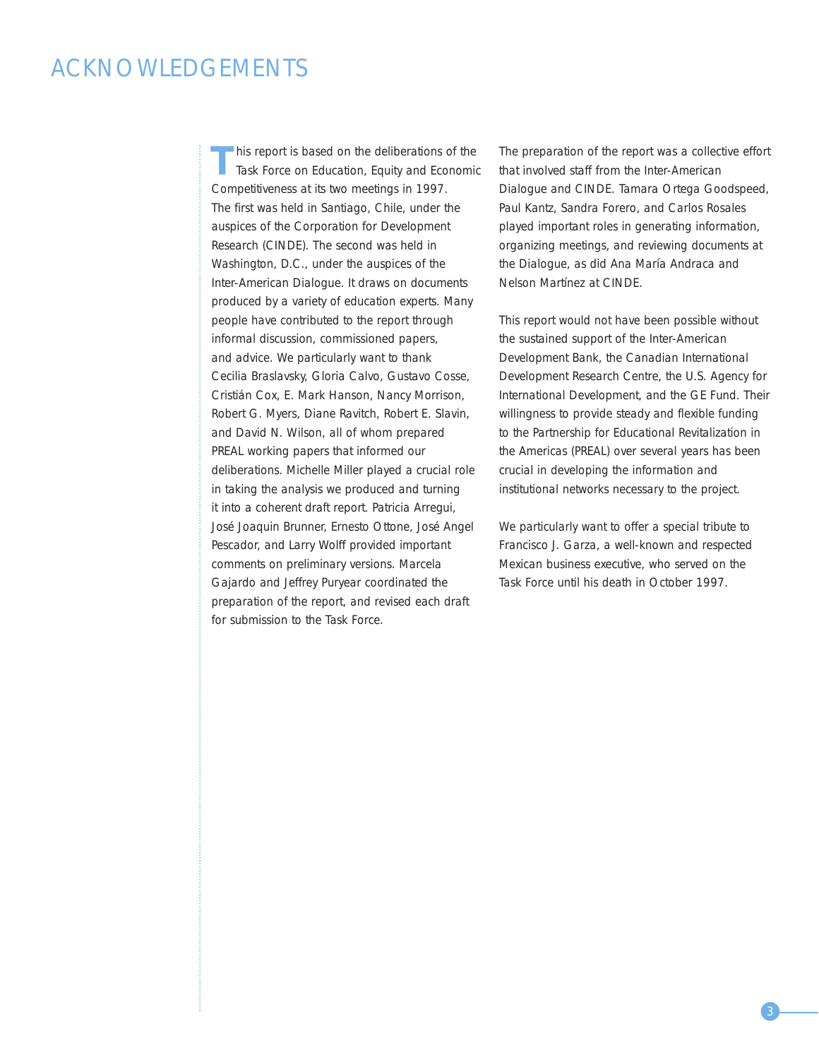# ACKNOWLEDGEMENTS

This report is based on the deliberations of the Task Force on Education, Equity and Economic Competitiveness at its two meetings in 1997. The first was held in Santiago, Chile, under the auspices of the Corporation for Development Research (CINDE). The second was held in Washington, D.C., under the auspices of the Inter-American Dialogue. It draws on documents produced by a variety of education experts. Many people have contributed to the report through informal discussion, commissioned papers, and advice. We particularly want to thank Cecilia Braslavsky, Gloria Calvo, Gustavo Cosse, Cristián Cox, E. Mark Hanson, Nancy Morrison, Robert G. Myers, Diane Ravitch, Robert E. Slavin, and David N. Wilson, all of whom prepared PREAL working papers that informed our deliberations. Michelle Miller played a crucial role in taking the analysis we produced and turning it into a coherent draft report. Patricia Arregui, José Joaquin Brunner, Ernesto Ottone, José Angel Pescador, and Larry Wolff provided important comments on preliminary versions. Marcela Gajardo and Jeffrey Puryear coordinated the preparation of the report, and revised each draft for submission to the Task Force.

The preparation of the report was a collective effort that involved staff from the Inter-American Dialogue and CINDE. Tamara Ortega Goodspeed, Paul Kantz, Sandra Forero, and Carlos Rosales played important roles in generating information, organizing meetings, and reviewing documents at the Dialogue, as did Ana María Andraca and Nelson Martínez at CINDE.

This report would not have been possible without the sustained support of the Inter-American Development Bank, the Canadian International Development Research Centre, the U.S. Agency for International Development, and the GE Fund. Their willingness to provide steady and flexible funding to the Partnership for Educational Revitalization in the Americas (PREAL) over several years has been crucial in developing the information and institutional networks necessary to the project.

We particularly want to offer a special tribute to Francisco J. Garza, a well-known and respected Mexican business executive, who served on the Task Force until his death in October 1997.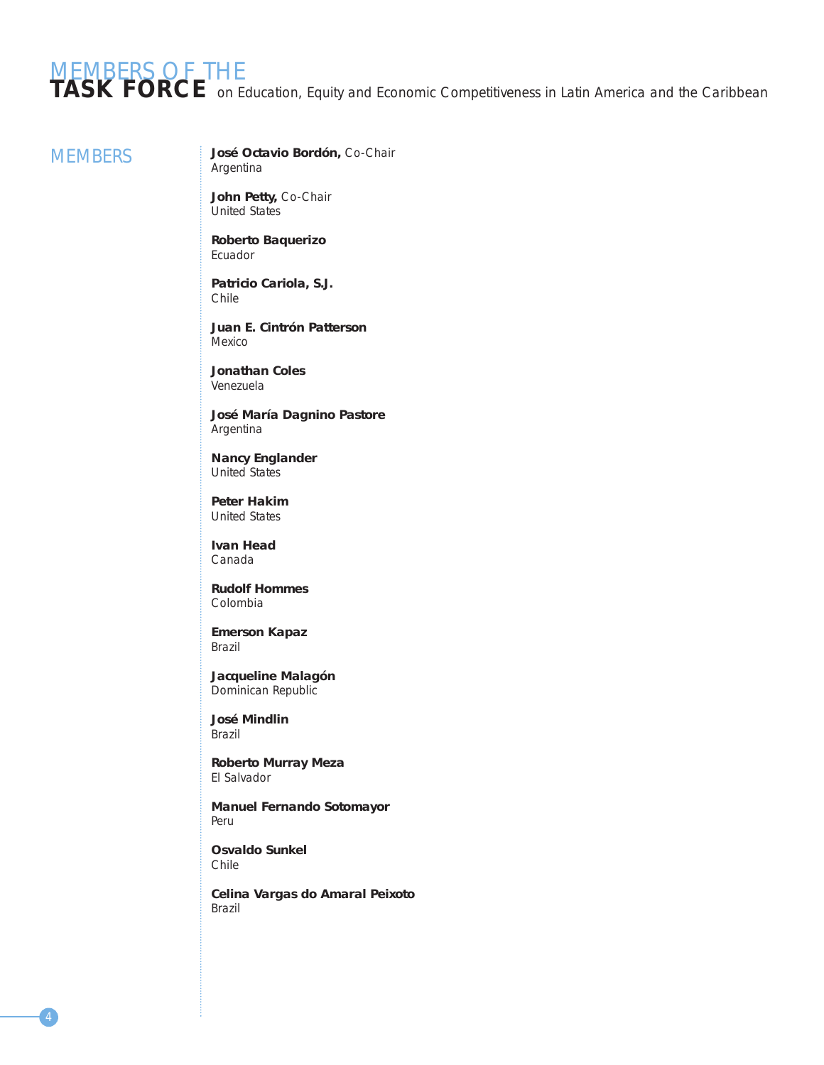# MEMBERS OF THE TASK FORCE on Education, Equity and Economic Competitiveness in Latin America and the Caribbean

## MEMBERS

**José Octavio Bordón,** Co-Chair
Argentina

**John Petty,** Co-Chair
United States

**Roberto Baquerizo**
Ecuador

**Patricio Cariola, S.J.**
Chile

**Juan E. Cintrón Patterson**
Mexico

**Jonathan Coles**
Venezuela

**José María Dagnino Pastore**
Argentina

**Nancy Englander**
United States

**Peter Hakim**
United States

**Ivan Head**
Canada

**Rudolf Hommes**
Colombia

**Emerson Kapaz**
Brazil

**Jacqueline Malagón**
Dominican Republic

**José Mindlin**
Brazil

**Roberto Murray Meza**
El Salvador

**Manuel Fernando Sotomayor**
Peru

**Osvaldo Sunkel**
Chile

**Celina Vargas do Amaral Peixoto**
Brazil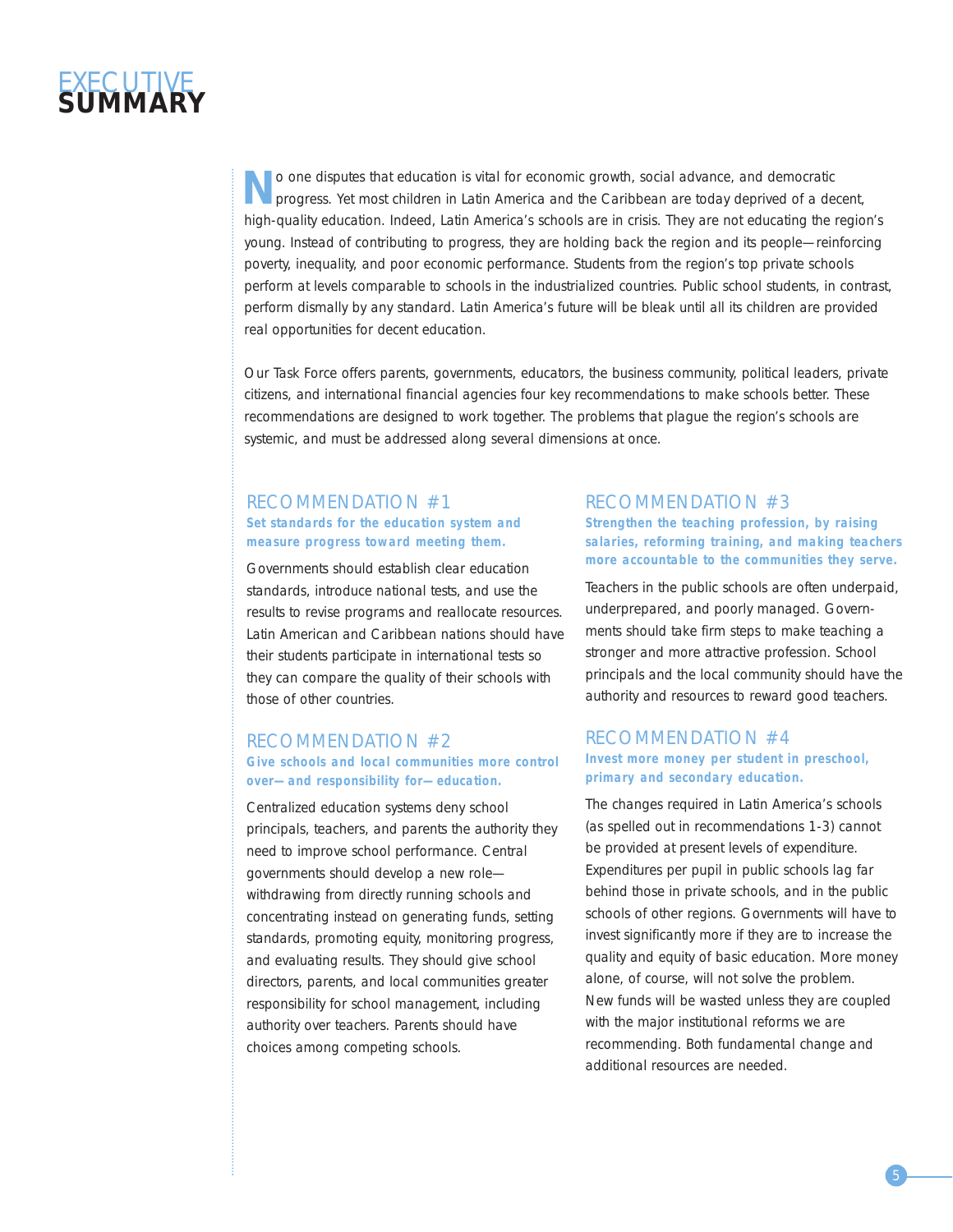# EXECUTIVE SUMMARY

No one disputes that education is vital for economic growth, social advance, and democratic progress. Yet most children in Latin America and the Caribbean are today deprived of a decent, high-quality education. Indeed, Latin America's schools are in crisis. They are not educating the region's young. Instead of contributing to progress, they are holding back the region and its people—reinforcing poverty, inequality, and poor economic performance. Students from the region's top private schools perform at levels comparable to schools in the industrialized countries. Public school students, in contrast, perform dismally by any standard. Latin America's future will be bleak until all its children are provided real opportunities for decent education.

Our Task Force offers parents, governments, educators, the business community, political leaders, private citizens, and international financial agencies four key recommendations to make schools better. These recommendations are designed to work together. The problems that plague the region's schools are systemic, and must be addressed along several dimensions at once.

## RECOMMENDATION #1

**Set standards for the education system and measure progress toward meeting them.**

Governments should establish clear education standards, introduce national tests, and use the results to revise programs and reallocate resources. Latin American and Caribbean nations should have their students participate in international tests so they can compare the quality of their schools with those of other countries.

## RECOMMENDATION #2

**Give schools and local communities more control over—and responsibility for—education.**

Centralized education systems deny school principals, teachers, and parents the authority they need to improve school performance. Central governments should develop a new role—withdrawing from directly running schools and concentrating instead on generating funds, setting standards, promoting equity, monitoring progress, and evaluating results. They should give school directors, parents, and local communities greater responsibility for school management, including authority over teachers. Parents should have choices among competing schools.

## RECOMMENDATION #3

**Strengthen the teaching profession, by raising salaries, reforming training, and making teachers more accountable to the communities they serve.**

Teachers in the public schools are often underpaid, underprepared, and poorly managed. Governments should take firm steps to make teaching a stronger and more attractive profession. School principals and the local community should have the authority and resources to reward good teachers.

## RECOMMENDATION #4

**Invest more money per student in preschool, primary and secondary education.**

The changes required in Latin America's schools (as spelled out in recommendations 1-3) cannot be provided at present levels of expenditure. Expenditures per pupil in public schools lag far behind those in private schools, and in the public schools of other regions. Governments will have to invest significantly more if they are to increase the quality and equity of basic education. More money alone, of course, will not solve the problem. New funds will be wasted unless they are coupled with the major institutional reforms we are recommending. Both fundamental change and additional resources are needed.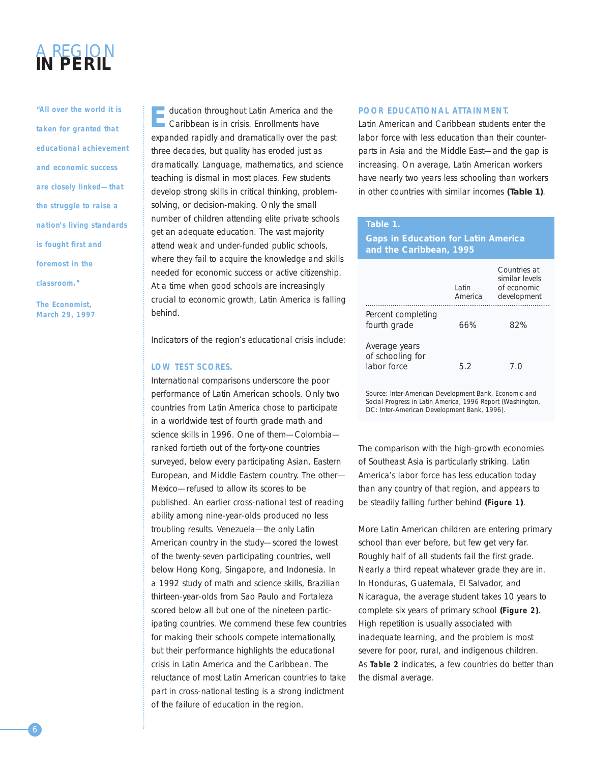# A REGION IN PERIL

> "All over the world it is taken for granted that educational achievement and economic success are closely linked—that the struggle to raise a nation's living standards is fought first and foremost in the classroom."
>
> The Economist, March 29, 1997

Education throughout Latin America and the Caribbean is in crisis. Enrollments have expanded rapidly and dramatically over the past three decades, but quality has eroded just as dramatically. Language, mathematics, and science teaching is dismal in most places. Few students develop strong skills in critical thinking, problem-solving, or decision-making. Only the small number of children attending elite private schools get an adequate education. The vast majority attend weak and under-funded public schools, where they fail to acquire the knowledge and skills needed for economic success or active citizenship. At a time when good schools are increasingly crucial to economic growth, Latin America is falling behind.

Indicators of the region's educational crisis include:

**LOW TEST SCORES.**
International comparisons underscore the poor performance of Latin American schools. Only two countries from Latin America chose to participate in a worldwide test of fourth grade math and science skills in 1996. One of them—Colombia—ranked fortieth out of the forty-one countries surveyed, below every participating Asian, Eastern European, and Middle Eastern country. The other—Mexico—refused to allow its scores to be published. An earlier cross-national test of reading ability among nine-year-olds produced no less troubling results. Venezuela—the only Latin American country in the study—scored the lowest of the twenty-seven participating countries, well below Hong Kong, Singapore, and Indonesia. In a 1992 study of math and science skills, Brazilian thirteen-year-olds from Sao Paulo and Fortaleza scored below all but one of the nineteen participating countries. We commend these few countries for making their schools compete internationally, but their performance highlights the educational crisis in Latin America and the Caribbean. The reluctance of most Latin American countries to take part in cross-national testing is a strong indictment of the failure of education in the region.

**POOR EDUCATIONAL ATTAINMENT.**
Latin American and Caribbean students enter the labor force with less education than their counterparts in Asia and the Middle East—and the gap is increasing. On average, Latin American workers have nearly two years less schooling than workers in other countries with similar incomes **(Table 1)**.

**Table 1.**
**Gaps in Education for Latin America and the Caribbean, 1995**

| | Latin America | Countries at similar levels of economic development |
|---|---|---|
| Percent completing fourth grade | 66% | 82% |
| Average years of schooling for labor force | 5.2 | 7.0 |

Source: Inter-American Development Bank, *Economic and Social Progress in Latin America, 1996 Report* (Washington, DC: Inter-American Development Bank, 1996).

The comparison with the high-growth economies of Southeast Asia is particularly striking. Latin America's labor force has less education today than any country of that region, and appears to be steadily falling further behind **(Figure 1)**.

More Latin American children are entering primary school than ever before, but few get very far. Roughly half of all students fail the first grade. Nearly a third repeat whatever grade they are in. In Honduras, Guatemala, El Salvador, and Nicaragua, the average student takes 10 years to complete six years of primary school **(Figure 2)**. High repetition is usually associated with inadequate learning, and the problem is most severe for poor, rural, and indigenous children. As **Table 2** indicates, a few countries do better than the dismal average.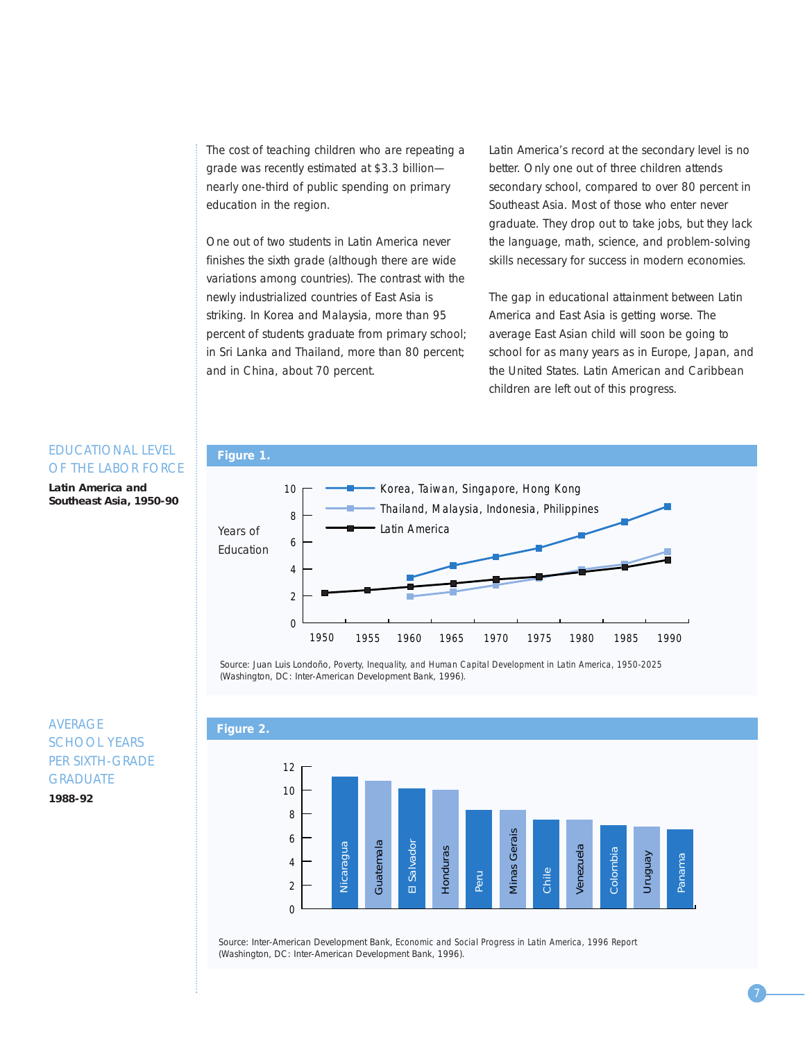The cost of teaching children who are repeating a grade was recently estimated at $3.3 billion—nearly one-third of public spending on primary education in the region.

One out of two students in Latin America never finishes the sixth grade (although there are wide variations among countries). The contrast with the newly industrialized countries of East Asia is striking. In Korea and Malaysia, more than 95 percent of students graduate from primary school; in Sri Lanka and Thailand, more than 80 percent; and in China, about 70 percent.

Latin America's record at the secondary level is no better. Only one out of three children attends secondary school, compared to over 80 percent in Southeast Asia. Most of those who enter never graduate. They drop out to take jobs, but they lack the language, math, science, and problem-solving skills necessary for success in modern economies.

The gap in educational attainment between Latin America and East Asia is getting worse. The average East Asian child will soon be going to school for as many years as in Europe, Japan, and the United States. Latin American and Caribbean children are left out of this progress.

## EDUCATIONAL LEVEL OF THE LABOR FORCE

**Latin America and Southeast Asia, 1950-90**

**Figure 1.**

Years of Education

- Korea, Taiwan, Singapore, Hong Kong
- Thailand, Malaysia, Indonesia, Philippines
- Latin America

Source: Juan Luis Londoño, Poverty, Inequality, and Human Capital Development in Latin America, 1950-2025 (Washington, DC: Inter-American Development Bank, 1996).

## AVERAGE SCHOOL YEARS PER SIXTH-GRADE GRADUATE

**1988-92**

**Figure 2.**

Nicaragua, Guatemala, El Salvador, Honduras, Peru, Minas Gerais, Chile, Venezuela, Colombia, Uruguay, Panama

Source: Inter-American Development Bank, Economic and Social Progress in Latin America, 1996 Report (Washington, DC: Inter-American Development Bank, 1996).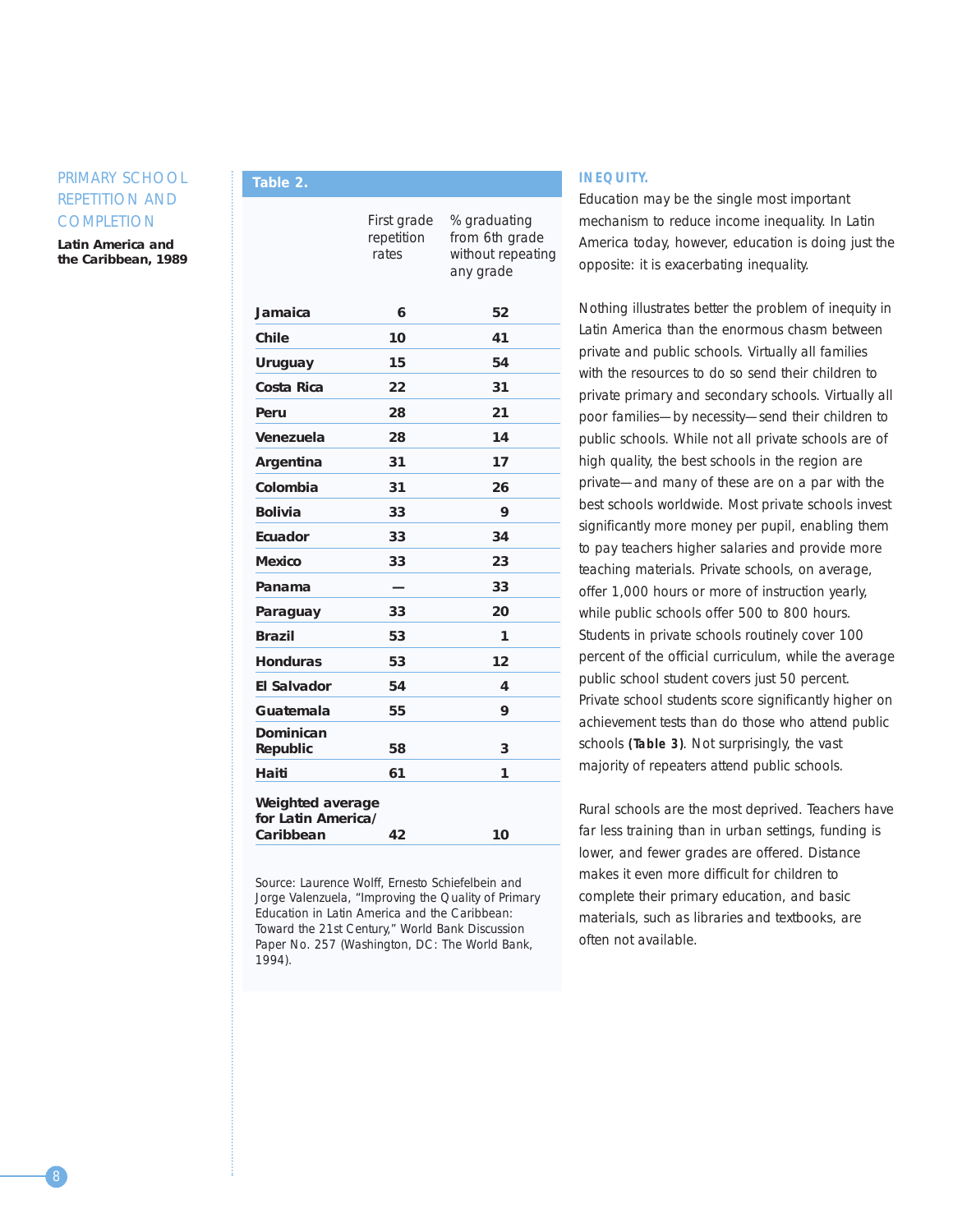## PRIMARY SCHOOL REPETITION AND COMPLETION

**Latin America and the Caribbean, 1989**

**Table 2.**

| | First grade repetition rates | % graduating from 6th grade without repeating any grade |
|---|---|---|
| **Jamaica** | **6** | **52** |
| **Chile** | **10** | **41** |
| **Uruguay** | **15** | **54** |
| **Costa Rica** | **22** | **31** |
| **Peru** | **28** | **21** |
| **Venezuela** | **28** | **14** |
| **Argentina** | **31** | **17** |
| **Colombia** | **31** | **26** |
| **Bolivia** | **33** | **9** |
| **Ecuador** | **33** | **34** |
| **Mexico** | **33** | **23** |
| **Panama** | **—** | **33** |
| **Paraguay** | **33** | **20** |
| **Brazil** | **53** | **1** |
| **Honduras** | **53** | **12** |
| **El Salvador** | **54** | **4** |
| **Guatemala** | **55** | **9** |
| **Dominican Republic** | **58** | **3** |
| **Haiti** | **61** | **1** |
| **Weighted average for Latin America/ Caribbean** | **42** | **10** |

Source: Laurence Wolff, Ernesto Schiefelbein and Jorge Valenzuela, "Improving the Quality of Primary Education in Latin America and the Caribbean: Toward the 21st Century," World Bank Discussion Paper No. 257 (Washington, DC: The World Bank, 1994).

### INEQUITY.

Education may be the single most important mechanism to reduce income inequality. In Latin America today, however, education is doing just the opposite: it is exacerbating inequality.

Nothing illustrates better the problem of inequity in Latin America than the enormous chasm between private and public schools. Virtually all families with the resources to do so send their children to private primary and secondary schools. Virtually all poor families—by necessity—send their children to public schools. While not all private schools are of high quality, the best schools in the region are private—and many of these are on a par with the best schools worldwide. Most private schools invest significantly more money per pupil, enabling them to pay teachers higher salaries and provide more teaching materials. Private schools, on average, offer 1,000 hours or more of instruction yearly, while public schools offer 500 to 800 hours. Students in private schools routinely cover 100 percent of the official curriculum, while the average public school student covers just 50 percent. Private school students score significantly higher on achievement tests than do those who attend public schools **(Table 3)**. Not surprisingly, the vast majority of repeaters attend public schools.

Rural schools are the most deprived. Teachers have far less training than in urban settings, funding is lower, and fewer grades are offered. Distance makes it even more difficult for children to complete their primary education, and basic materials, such as libraries and textbooks, are often not available.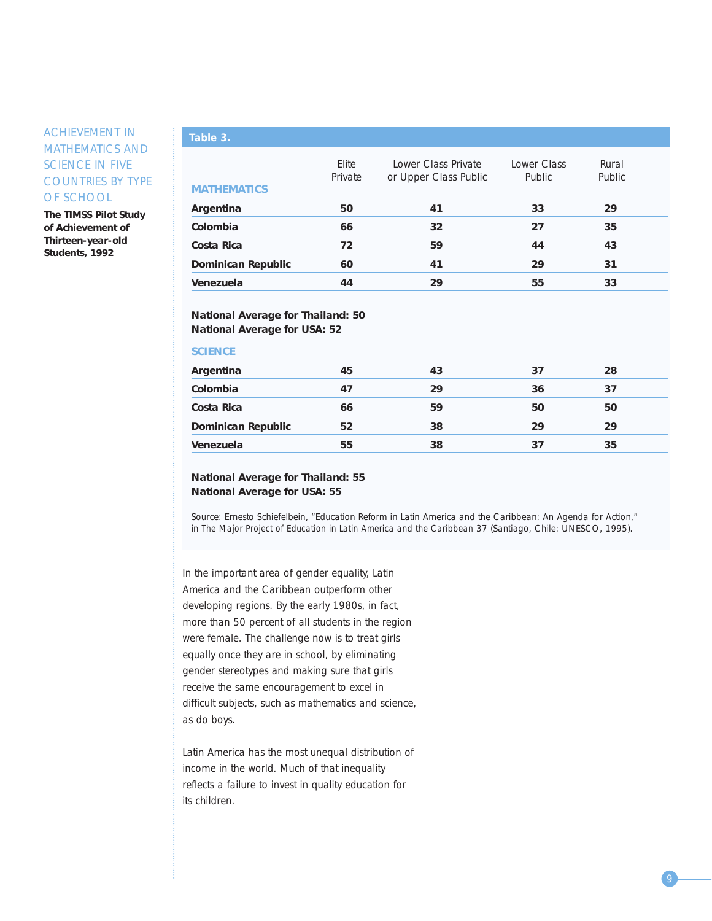## ACHIEVEMENT IN MATHEMATICS AND SCIENCE IN FIVE COUNTRIES BY TYPE OF SCHOOL

**The TIMSS Pilot Study of Achievement of Thirteen-year-old Students, 1992**

**Table 3.**

| MATHEMATICS | Elite Private | Lower Class Private or Upper Class Public | Lower Class Public | Rural Public |
|---|---|---|---|---|
| **Argentina** | **50** | **41** | **33** | **29** |
| **Colombia** | **66** | **32** | **27** | **35** |
| **Costa Rica** | **72** | **59** | **44** | **43** |
| **Dominican Republic** | **60** | **41** | **29** | **31** |
| **Venezuela** | **44** | **29** | **55** | **33** |

**National Average for Thailand: 50**
**National Average for USA: 52**

| SCIENCE | Elite Private | Lower Class Private or Upper Class Public | Lower Class Public | Rural Public |
|---|---|---|---|---|
| **Argentina** | **45** | **43** | **37** | **28** |
| **Colombia** | **47** | **29** | **36** | **37** |
| **Costa Rica** | **66** | **59** | **50** | **50** |
| **Dominican Republic** | **52** | **38** | **29** | **29** |
| **Venezuela** | **55** | **38** | **37** | **35** |

**National Average for Thailand: 55**
**National Average for USA: 55**

Source: Ernesto Schiefelbein, "Education Reform in Latin America and the Caribbean: An Agenda for Action," in The Major Project of Education in Latin America and the Caribbean 37 (Santiago, Chile: UNESCO, 1995).

In the important area of gender equality, Latin America and the Caribbean outperform other developing regions. By the early 1980s, in fact, more than 50 percent of all students in the region were female. The challenge now is to treat girls equally once they are in school, by eliminating gender stereotypes and making sure that girls receive the same encouragement to excel in difficult subjects, such as mathematics and science, as do boys.

Latin America has the most unequal distribution of income in the world. Much of that inequality reflects a failure to invest in quality education for its children.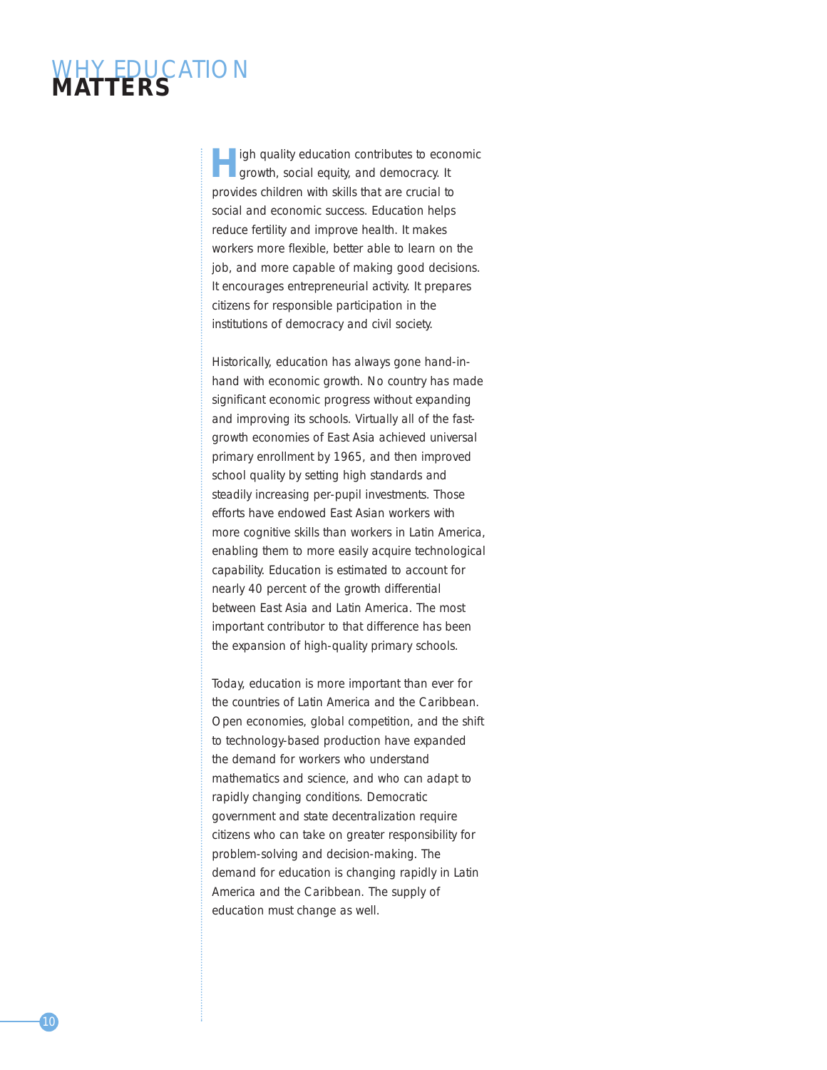# WHY EDUCATION MATTERS

High quality education contributes to economic growth, social equity, and democracy. It provides children with skills that are crucial to social and economic success. Education helps reduce fertility and improve health. It makes workers more flexible, better able to learn on the job, and more capable of making good decisions. It encourages entrepreneurial activity. It prepares citizens for responsible participation in the institutions of democracy and civil society.

Historically, education has always gone hand-in-hand with economic growth. No country has made significant economic progress without expanding and improving its schools. Virtually all of the fast-growth economies of East Asia achieved universal primary enrollment by 1965, and then improved school quality by setting high standards and steadily increasing per-pupil investments. Those efforts have endowed East Asian workers with more cognitive skills than workers in Latin America, enabling them to more easily acquire technological capability. Education is estimated to account for nearly 40 percent of the growth differential between East Asia and Latin America. The most important contributor to that difference has been the expansion of high-quality primary schools.

Today, education is more important than ever for the countries of Latin America and the Caribbean. Open economies, global competition, and the shift to technology-based production have expanded the demand for workers who understand mathematics and science, and who can adapt to rapidly changing conditions. Democratic government and state decentralization require citizens who can take on greater responsibility for problem-solving and decision-making. The demand for education is changing rapidly in Latin America and the Caribbean. The supply of education must change as well.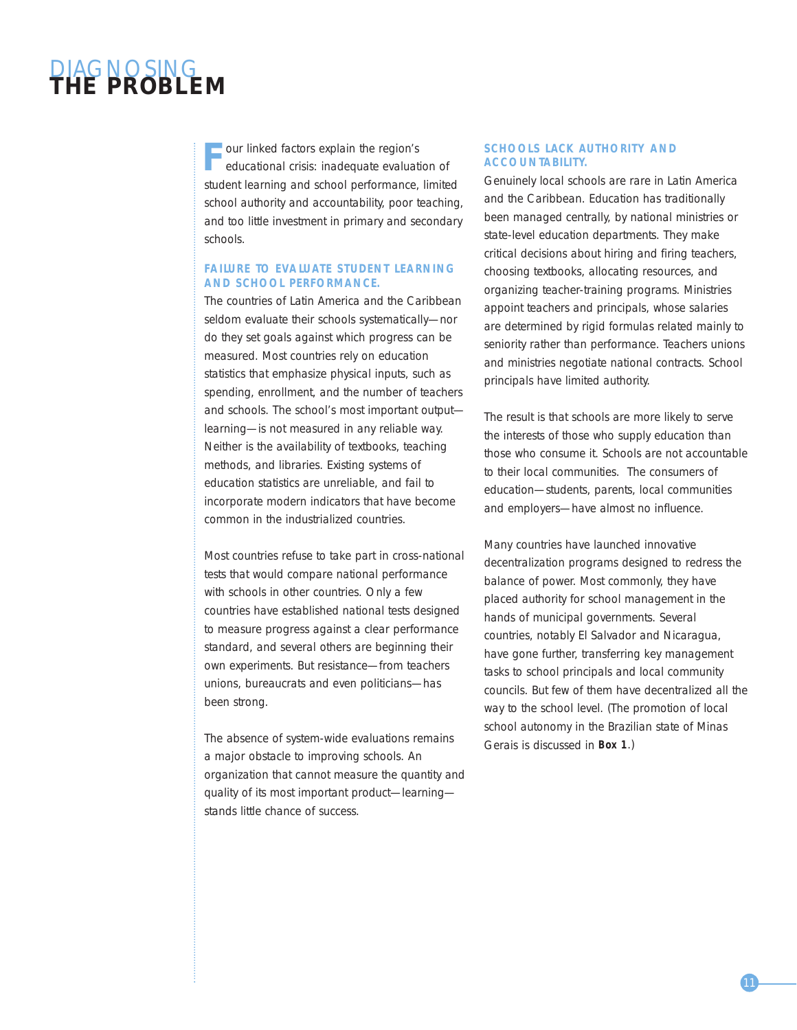# DIAGNOSING THE PROBLEM

Four linked factors explain the region's educational crisis: inadequate evaluation of student learning and school performance, limited school authority and accountability, poor teaching, and too little investment in primary and secondary schools.

## FAILURE TO EVALUATE STUDENT LEARNING AND SCHOOL PERFORMANCE.

The countries of Latin America and the Caribbean seldom evaluate their schools systematically—nor do they set goals against which progress can be measured. Most countries rely on education statistics that emphasize physical inputs, such as spending, enrollment, and the number of teachers and schools. The school's most important output—learning—is not measured in any reliable way. Neither is the availability of textbooks, teaching methods, and libraries. Existing systems of education statistics are unreliable, and fail to incorporate modern indicators that have become common in the industrialized countries.

Most countries refuse to take part in cross-national tests that would compare national performance with schools in other countries. Only a few countries have established national tests designed to measure progress against a clear performance standard, and several others are beginning their own experiments. But resistance—from teachers unions, bureaucrats and even politicians—has been strong.

The absence of system-wide evaluations remains a major obstacle to improving schools. An organization that cannot measure the quantity and quality of its most important product—learning—stands little chance of success.

## SCHOOLS LACK AUTHORITY AND ACCOUNTABILITY.

Genuinely local schools are rare in Latin America and the Caribbean. Education has traditionally been managed centrally, by national ministries or state-level education departments. They make critical decisions about hiring and firing teachers, choosing textbooks, allocating resources, and organizing teacher-training programs. Ministries appoint teachers and principals, whose salaries are determined by rigid formulas related mainly to seniority rather than performance. Teachers unions and ministries negotiate national contracts. School principals have limited authority.

The result is that schools are more likely to serve the interests of those who supply education than those who consume it. Schools are not accountable to their local communities. The consumers of education—students, parents, local communities and employers—have almost no influence.

Many countries have launched innovative decentralization programs designed to redress the balance of power. Most commonly, they have placed authority for school management in the hands of municipal governments. Several countries, notably El Salvador and Nicaragua, have gone further, transferring key management tasks to school principals and local community councils. But few of them have decentralized all the way to the school level. (The promotion of local school autonomy in the Brazilian state of Minas Gerais is discussed in **Box 1**.)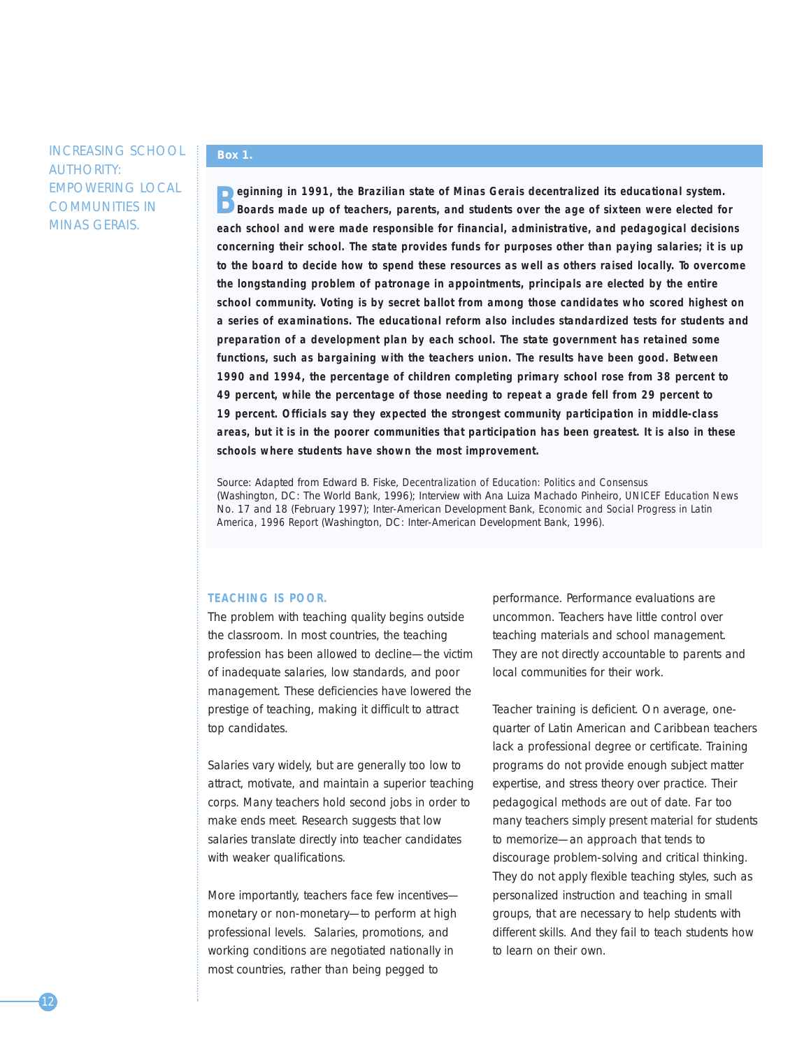INCREASING SCHOOL AUTHORITY: EMPOWERING LOCAL COMMUNITIES IN MINAS GERAIS.

**Box 1.**

**Beginning in 1991, the Brazilian state of Minas Gerais decentralized its educational system. Boards made up of teachers, parents, and students over the age of sixteen were elected for each school and were made responsible for financial, administrative, and pedagogical decisions concerning their school. The state provides funds for purposes other than paying salaries; it is up to the board to decide how to spend these resources as well as others raised locally. To overcome the longstanding problem of patronage in appointments, principals are elected by the entire school community. Voting is by secret ballot from among those candidates who scored highest on a series of examinations. The educational reform also includes standardized tests for students and preparation of a development plan by each school. The state government has retained some functions, such as bargaining with the teachers union. The results have been good. Between 1990 and 1994, the percentage of children completing primary school rose from 38 percent to 49 percent, while the percentage of those needing to repeat a grade fell from 29 percent to 19 percent. Officials say they expected the strongest community participation in middle-class areas, but it is in the poorer communities that participation has been greatest. It is also in these schools where students have shown the most improvement.**

Source: Adapted from Edward B. Fiske, *Decentralization of Education: Politics and Consensus* (Washington, DC: The World Bank, 1996); Interview with Ana Luiza Machado Pinheiro, *UNICEF Education News* No. 17 and 18 (February 1997); Inter-American Development Bank, *Economic and Social Progress in Latin America, 1996 Report* (Washington, DC: Inter-American Development Bank, 1996).

**TEACHING IS POOR.**

The problem with teaching quality begins outside the classroom. In most countries, the teaching profession has been allowed to decline—the victim of inadequate salaries, low standards, and poor management. These deficiencies have lowered the prestige of teaching, making it difficult to attract top candidates.

Salaries vary widely, but are generally too low to attract, motivate, and maintain a superior teaching corps. Many teachers hold second jobs in order to make ends meet. Research suggests that low salaries translate directly into teacher candidates with weaker qualifications.

More importantly, teachers face few incentives—monetary or non-monetary—to perform at high professional levels. Salaries, promotions, and working conditions are negotiated nationally in most countries, rather than being pegged to performance. Performance evaluations are uncommon. Teachers have little control over teaching materials and school management. They are not directly accountable to parents and local communities for their work.

Teacher training is deficient. On average, one-quarter of Latin American and Caribbean teachers lack a professional degree or certificate. Training programs do not provide enough subject matter expertise, and stress theory over practice. Their pedagogical methods are out of date. Far too many teachers simply present material for students to memorize—an approach that tends to discourage problem-solving and critical thinking. They do not apply flexible teaching styles, such as personalized instruction and teaching in small groups, that are necessary to help students with different skills. And they fail to teach students how to learn on their own.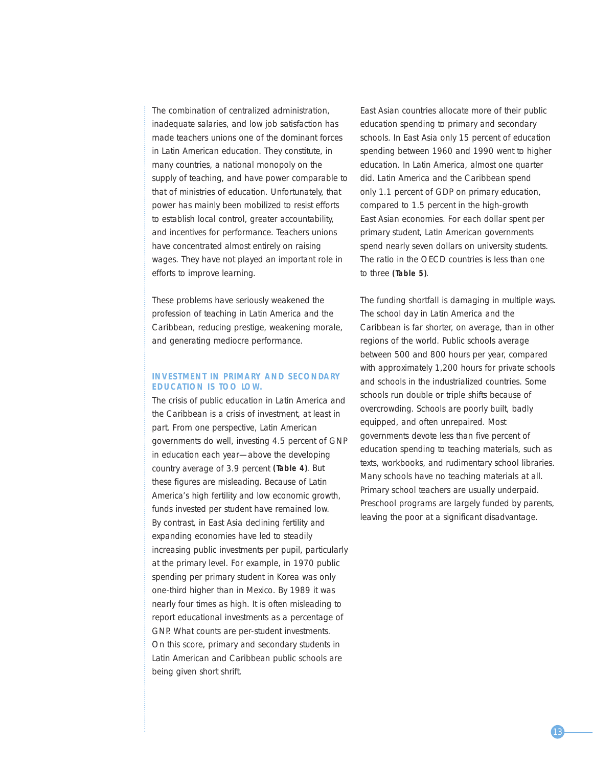The combination of centralized administration, inadequate salaries, and low job satisfaction has made teachers unions one of the dominant forces in Latin American education. They constitute, in many countries, a national monopoly on the supply of teaching, and have power comparable to that of ministries of education. Unfortunately, that power has mainly been mobilized to resist efforts to establish local control, greater accountability, and incentives for performance. Teachers unions have concentrated almost entirely on raising wages. They have not played an important role in efforts to improve learning.

These problems have seriously weakened the profession of teaching in Latin America and the Caribbean, reducing prestige, weakening morale, and generating mediocre performance.

### INVESTMENT IN PRIMARY AND SECONDARY EDUCATION IS TOO LOW.

The crisis of public education in Latin America and the Caribbean is a crisis of investment, at least in part. From one perspective, Latin American governments do well, investing 4.5 percent of GNP in education each year—above the developing country average of 3.9 percent **(Table 4)**. But these figures are misleading. Because of Latin America's high fertility and low economic growth, funds invested per student have remained low. By contrast, in East Asia declining fertility and expanding economies have led to steadily increasing public investments per pupil, particularly at the primary level. For example, in 1970 public spending per primary student in Korea was only one-third higher than in Mexico. By 1989 it was nearly four times as high. It is often misleading to report educational investments as a percentage of GNP. What counts are per-student investments. On this score, primary and secondary students in Latin American and Caribbean public schools are being given short shrift.

East Asian countries allocate more of their public education spending to primary and secondary schools. In East Asia only 15 percent of education spending between 1960 and 1990 went to higher education. In Latin America, almost one quarter did. Latin America and the Caribbean spend only 1.1 percent of GDP on primary education, compared to 1.5 percent in the high-growth East Asian economies. For each dollar spent per primary student, Latin American governments spend nearly seven dollars on university students. The ratio in the OECD countries is less than one to three **(Table 5)**.

The funding shortfall is damaging in multiple ways. The school day in Latin America and the Caribbean is far shorter, on average, than in other regions of the world. Public schools average between 500 and 800 hours per year, compared with approximately 1,200 hours for private schools and schools in the industrialized countries. Some schools run double or triple shifts because of overcrowding. Schools are poorly built, badly equipped, and often unrepaired. Most governments devote less than five percent of education spending to teaching materials, such as texts, workbooks, and rudimentary school libraries. Many schools have no teaching materials at all. Primary school teachers are usually underpaid. Preschool programs are largely funded by parents, leaving the poor at a significant disadvantage.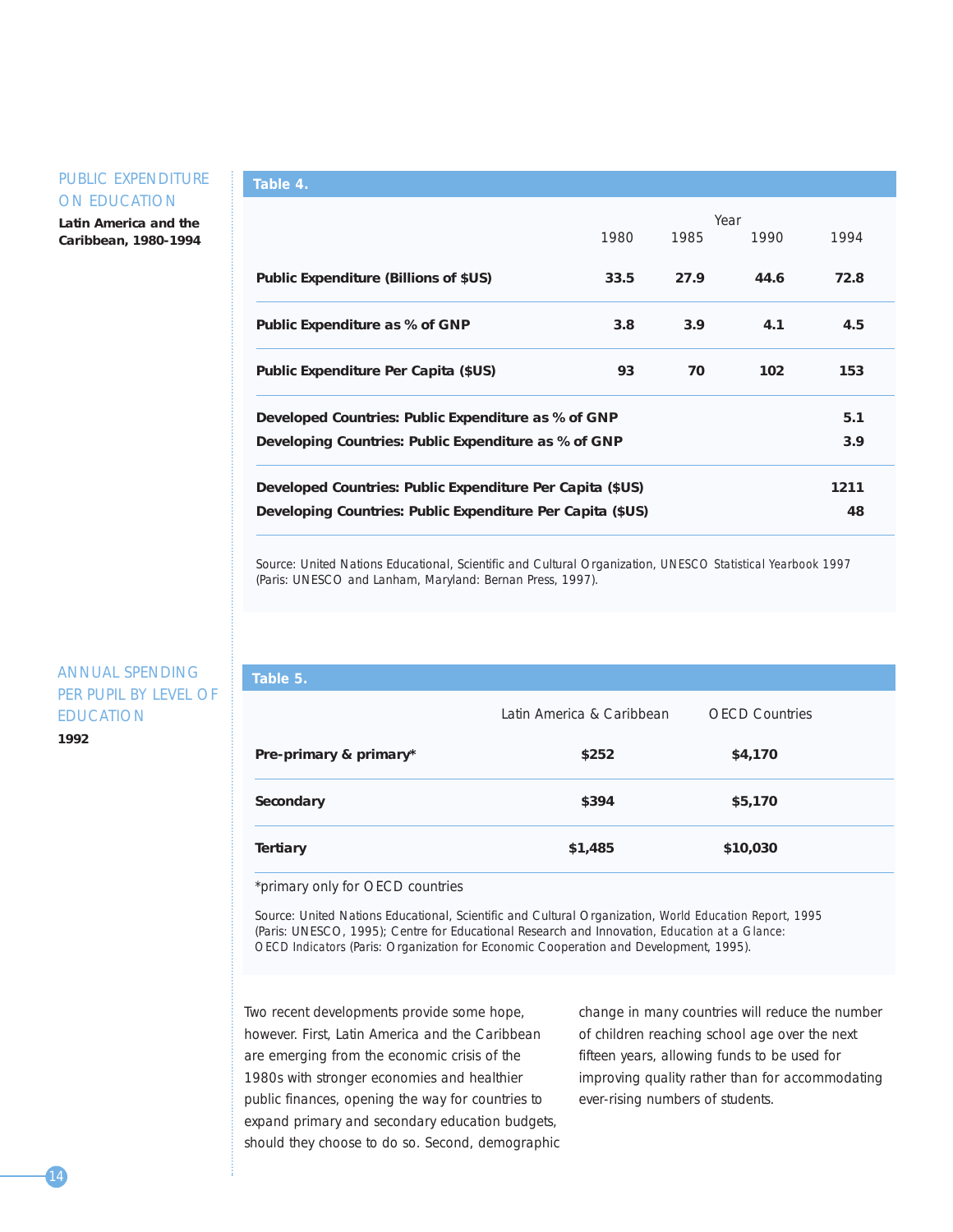## PUBLIC EXPENDITURE ON EDUCATION

**Latin America and the Caribbean, 1980-1994**

**Table 4.**

| | 1980 | 1985 | 1990 | 1994 |
|---|---|---|---|---|
| **Public Expenditure (Billions of $US)** | **33.5** | **27.9** | **44.6** | **72.8** |
| **Public Expenditure as % of GNP** | **3.8** | **3.9** | **4.1** | **4.5** |
| **Public Expenditure Per Capita ($US)** | **93** | **70** | **102** | **153** |
| **Developed Countries: Public Expenditure as % of GNP** | | | | **5.1** |
| **Developing Countries: Public Expenditure as % of GNP** | | | | **3.9** |
| **Developed Countries: Public Expenditure Per Capita ($US)** | | | | **1211** |
| **Developing Countries: Public Expenditure Per Capita ($US)** | | | | **48** |

Source: United Nations Educational, Scientific and Cultural Organization, *UNESCO Statistical Yearbook 1997* (Paris: UNESCO and Lanham, Maryland: Bernan Press, 1997).

## ANNUAL SPENDING PER PUPIL BY LEVEL OF EDUCATION

**1992**

**Table 5.**

| | Latin America & Caribbean | OECD Countries |
|---|---|---|
| **Pre-primary & primary*** | **$252** | **$4,170** |
| **Secondary** | **$394** | **$5,170** |
| **Tertiary** | **$1,485** | **$10,030** |

*primary only for OECD countries

Source: United Nations Educational, Scientific and Cultural Organization, *World Education Report, 1995* (Paris: UNESCO, 1995); Centre for Educational Research and Innovation, *Education at a Glance: OECD Indicators* (Paris: Organization for Economic Cooperation and Development, 1995).

Two recent developments provide some hope, however. First, Latin America and the Caribbean are emerging from the economic crisis of the 1980s with stronger economies and healthier public finances, opening the way for countries to expand primary and secondary education budgets, should they choose to do so. Second, demographic change in many countries will reduce the number of children reaching school age over the next fifteen years, allowing funds to be used for improving quality rather than for accommodating ever-rising numbers of students.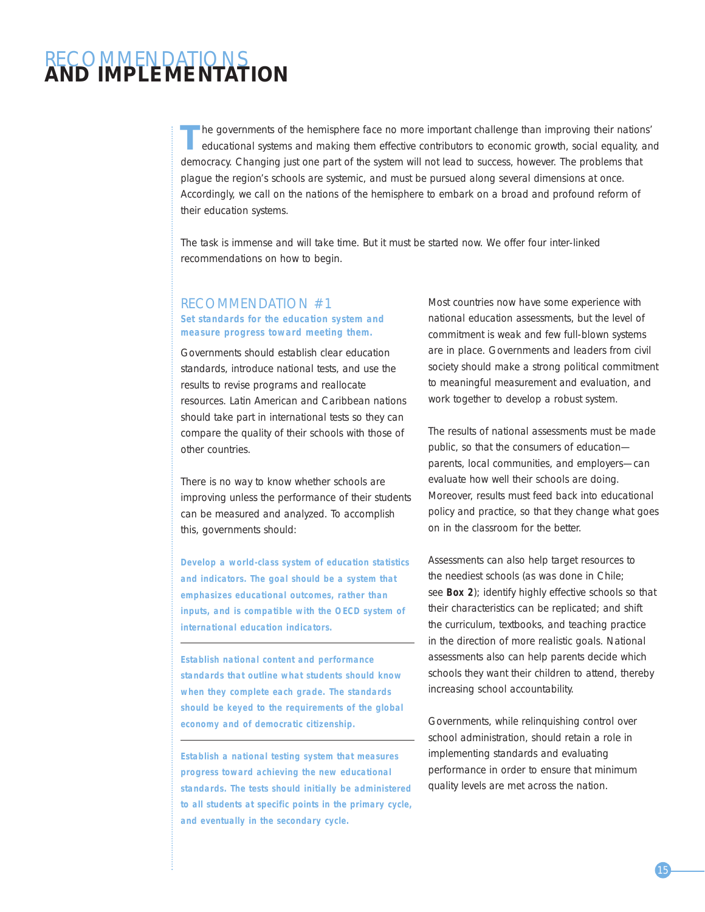# RECOMMENDATIONS AND IMPLEMENTATION

The governments of the hemisphere face no more important challenge than improving their nations' educational systems and making them effective contributors to economic growth, social equality, and democracy. Changing just one part of the system will not lead to success, however. The problems that plague the region's schools are systemic, and must be pursued along several dimensions at once. Accordingly, we call on the nations of the hemisphere to embark on a broad and profound reform of their education systems.

The task is immense and will take time. But it must be started now. We offer four inter-linked recommendations on how to begin.

## RECOMMENDATION #1

### Set standards for the education system and measure progress toward meeting them.

Governments should establish clear education standards, introduce national tests, and use the results to revise programs and reallocate resources. Latin American and Caribbean nations should take part in international tests so they can compare the quality of their schools with those of other countries.

There is no way to know whether schools are improving unless the performance of their students can be measured and analyzed. To accomplish this, governments should:

**Develop a world-class system of education statistics and indicators. The goal should be a system that emphasizes educational outcomes, rather than inputs, and is compatible with the OECD system of international education indicators.**

**Establish national content and performance standards that outline what students should know when they complete each grade. The standards should be keyed to the requirements of the global economy and of democratic citizenship.**

**Establish a national testing system that measures progress toward achieving the new educational standards. The tests should initially be administered to all students at specific points in the primary cycle, and eventually in the secondary cycle.**

Most countries now have some experience with national education assessments, but the level of commitment is weak and few full-blown systems are in place. Governments and leaders from civil society should make a strong political commitment to meaningful measurement and evaluation, and work together to develop a robust system.

The results of national assessments must be made public, so that the consumers of education—parents, local communities, and employers—can evaluate how well their schools are doing. Moreover, results must feed back into educational policy and practice, so that they change what goes on in the classroom for the better.

Assessments can also help target resources to the neediest schools (as was done in Chile; see **Box 2**); identify highly effective schools so that their characteristics can be replicated; and shift the curriculum, textbooks, and teaching practice in the direction of more realistic goals. National assessments also can help parents decide which schools they want their children to attend, thereby increasing school accountability.

Governments, while relinquishing control over school administration, should retain a role in implementing standards and evaluating performance in order to ensure that minimum quality levels are met across the nation.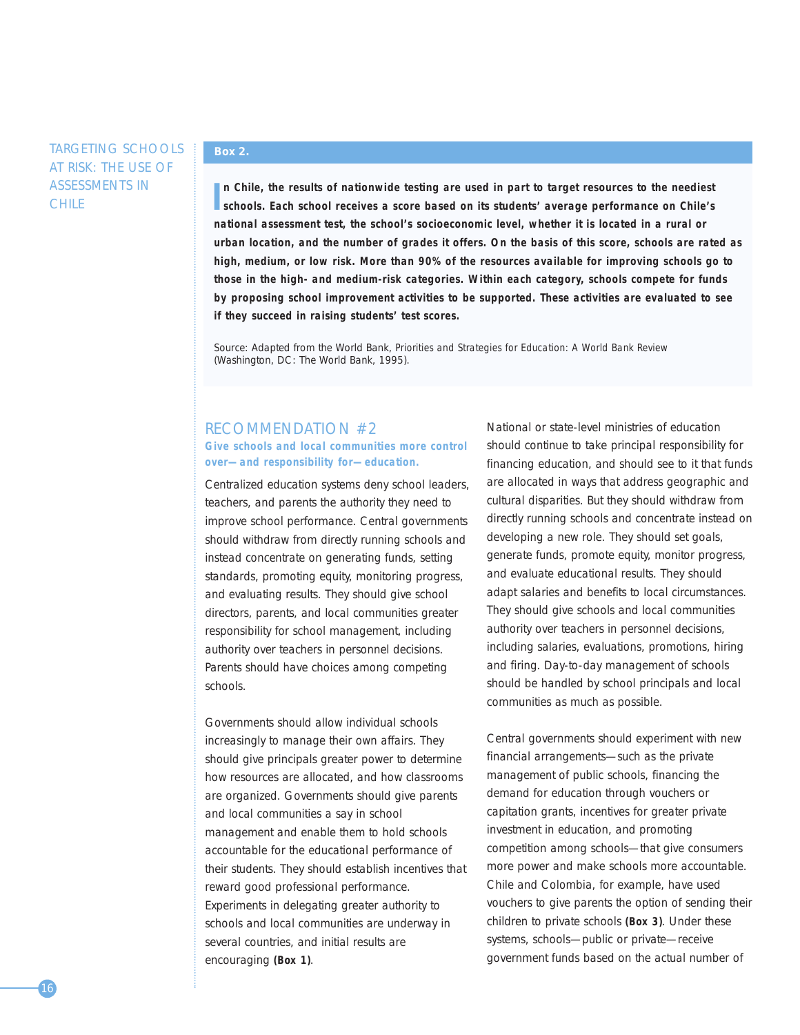## TARGETING SCHOOLS AT RISK: THE USE OF ASSESSMENTS IN CHILE

**Box 2.**

**In Chile, the results of nationwide testing are used in part to target resources to the neediest schools. Each school receives a score based on its students' average performance on Chile's national assessment test, the school's socioeconomic level, whether it is located in a rural or urban location, and the number of grades it offers. On the basis of this score, schools are rated as high, medium, or low risk. More than 90% of the resources available for improving schools go to those in the high- and medium-risk categories. Within each category, schools compete for funds by proposing school improvement activities to be supported. These activities are evaluated to see if they succeed in raising students' test scores.**

Source: Adapted from the World Bank, Priorities and Strategies for Education: A World Bank Review (Washington, DC: The World Bank, 1995).

## RECOMMENDATION #2

### Give schools and local communities more control over—and responsibility for—education.

Centralized education systems deny school leaders, teachers, and parents the authority they need to improve school performance. Central governments should withdraw from directly running schools and instead concentrate on generating funds, setting standards, promoting equity, monitoring progress, and evaluating results. They should give school directors, parents, and local communities greater responsibility for school management, including authority over teachers in personnel decisions. Parents should have choices among competing schools.

Governments should allow individual schools increasingly to manage their own affairs. They should give principals greater power to determine how resources are allocated, and how classrooms are organized. Governments should give parents and local communities a say in school management and enable them to hold schools accountable for the educational performance of their students. They should establish incentives that reward good professional performance. Experiments in delegating greater authority to schools and local communities are underway in several countries, and initial results are encouraging **(Box 1)**.

National or state-level ministries of education should continue to take principal responsibility for financing education, and should see to it that funds are allocated in ways that address geographic and cultural disparities. But they should withdraw from directly running schools and concentrate instead on developing a new role. They should set goals, generate funds, promote equity, monitor progress, and evaluate educational results. They should adapt salaries and benefits to local circumstances. They should give schools and local communities authority over teachers in personnel decisions, including salaries, evaluations, promotions, hiring and firing. Day-to-day management of schools should be handled by school principals and local communities as much as possible.

Central governments should experiment with new financial arrangements—such as the private management of public schools, financing the demand for education through vouchers or capitation grants, incentives for greater private investment in education, and promoting competition among schools—that give consumers more power and make schools more accountable. Chile and Colombia, for example, have used vouchers to give parents the option of sending their children to private schools **(Box 3)**. Under these systems, schools—public or private—receive government funds based on the actual number of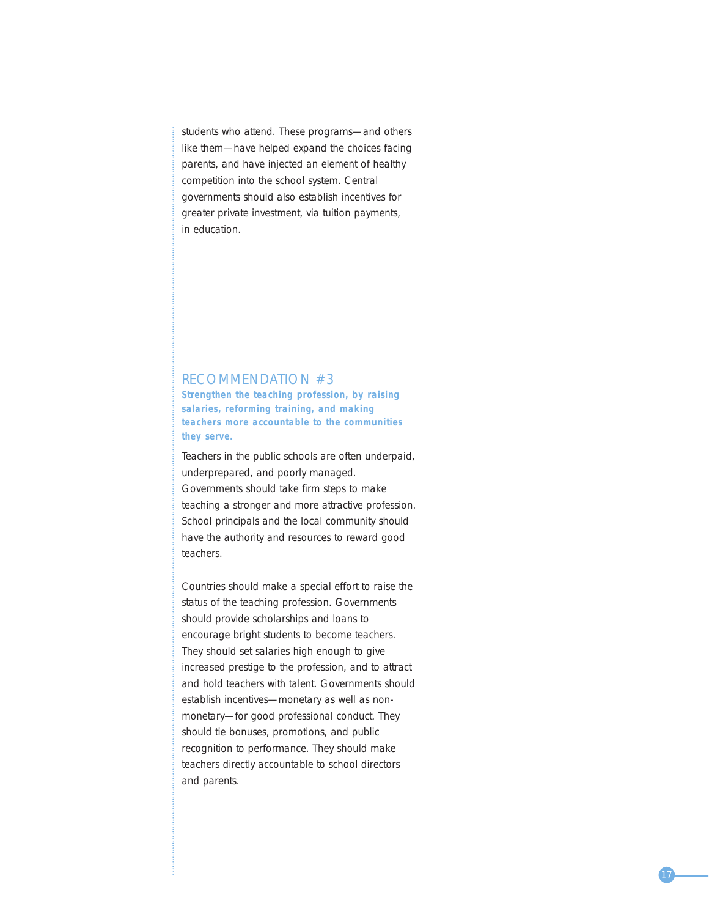students who attend. These programs—and others like them—have helped expand the choices facing parents, and have injected an element of healthy competition into the school system. Central governments should also establish incentives for greater private investment, via tuition payments, in education.

## RECOMMENDATION #3

**Strengthen the teaching profession, by raising salaries, reforming training, and making teachers more accountable to the communities they serve.**

Teachers in the public schools are often underpaid, underprepared, and poorly managed. Governments should take firm steps to make teaching a stronger and more attractive profession. School principals and the local community should have the authority and resources to reward good teachers.

Countries should make a special effort to raise the status of the teaching profession. Governments should provide scholarships and loans to encourage bright students to become teachers. They should set salaries high enough to give increased prestige to the profession, and to attract and hold teachers with talent. Governments should establish incentives—monetary as well as non-monetary—for good professional conduct. They should tie bonuses, promotions, and public recognition to performance. They should make teachers directly accountable to school directors and parents.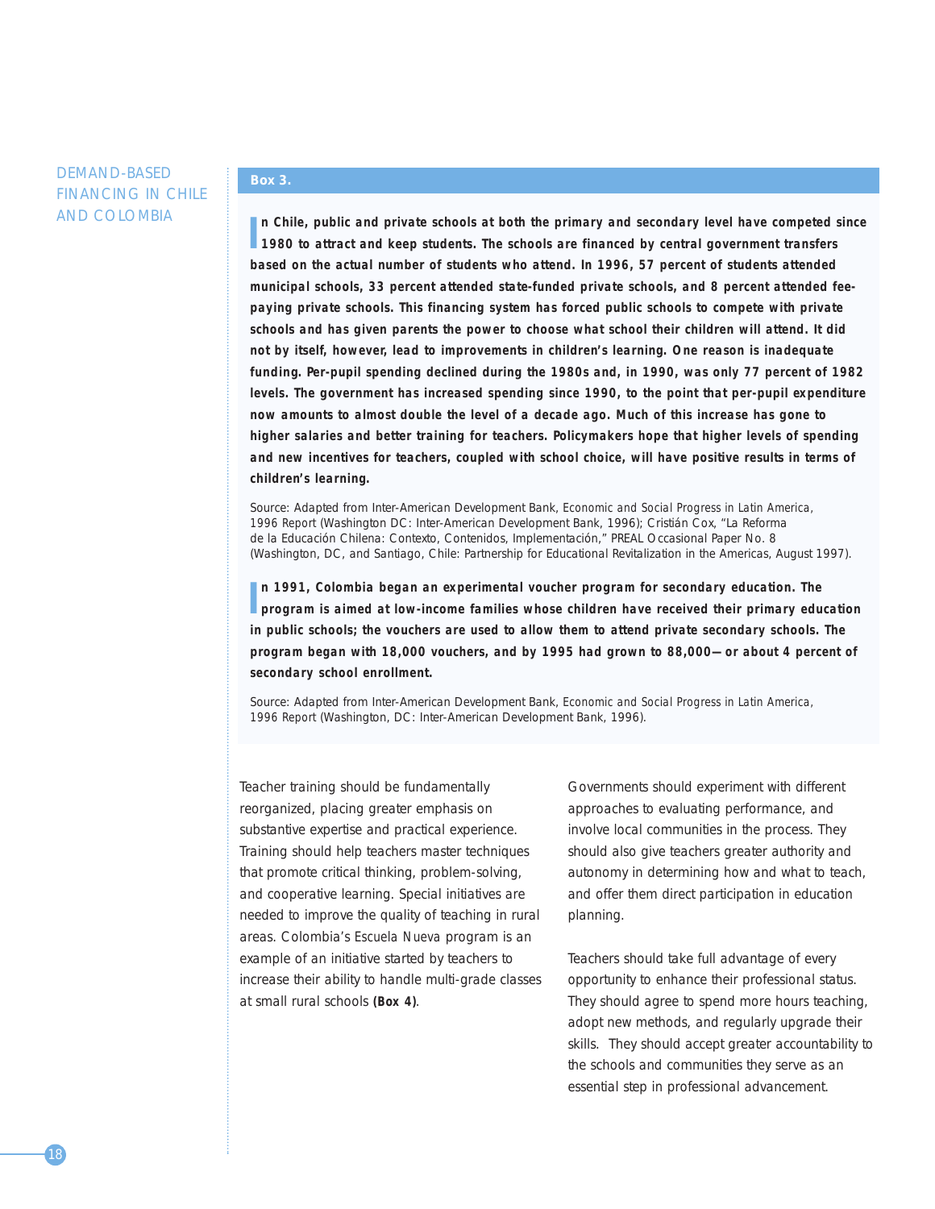## DEMAND-BASED FINANCING IN CHILE AND COLOMBIA

### Box 3.

**In Chile, public and private schools at both the primary and secondary level have competed since 1980 to attract and keep students. The schools are financed by central government transfers based on the actual number of students who attend. In 1996, 57 percent of students attended municipal schools, 33 percent attended state-funded private schools, and 8 percent attended fee-paying private schools. This financing system has forced public schools to compete with private schools and has given parents the power to choose what school their children will attend. It did not by itself, however, lead to improvements in children's learning. One reason is inadequate funding. Per-pupil spending declined during the 1980s and, in 1990, was only 77 percent of 1982 levels. The government has increased spending since 1990, to the point that per-pupil expenditure now amounts to almost double the level of a decade ago. Much of this increase has gone to higher salaries and better training for teachers. Policymakers hope that higher levels of spending and new incentives for teachers, coupled with school choice, will have positive results in terms of children's learning.**

Source: Adapted from Inter-American Development Bank, *Economic and Social Progress in Latin America, 1996 Report* (Washington DC: Inter-American Development Bank, 1996); Cristián Cox, "La Reforma de la Educación Chilena: Contexto, Contenidos, Implementación," PREAL Occasional Paper No. 8 (Washington, DC, and Santiago, Chile: Partnership for Educational Revitalization in the Americas, August 1997).

**In 1991, Colombia began an experimental voucher program for secondary education. The program is aimed at low-income families whose children have received their primary education in public schools; the vouchers are used to allow them to attend private secondary schools. The program began with 18,000 vouchers, and by 1995 had grown to 88,000—or about 4 percent of secondary school enrollment.**

Source: Adapted from Inter-American Development Bank, *Economic and Social Progress in Latin America, 1996 Report* (Washington, DC: Inter-American Development Bank, 1996).

Teacher training should be fundamentally reorganized, placing greater emphasis on substantive expertise and practical experience. Training should help teachers master techniques that promote critical thinking, problem-solving, and cooperative learning. Special initiatives are needed to improve the quality of teaching in rural areas. Colombia's *Escuela Nueva* program is an example of an initiative started by teachers to increase their ability to handle multi-grade classes at small rural schools **(Box 4)**.

Governments should experiment with different approaches to evaluating performance, and involve local communities in the process. They should also give teachers greater authority and autonomy in determining how and what to teach, and offer them direct participation in education planning.

Teachers should take full advantage of every opportunity to enhance their professional status. They should agree to spend more hours teaching, adopt new methods, and regularly upgrade their skills. They should accept greater accountability to the schools and communities they serve as an essential step in professional advancement.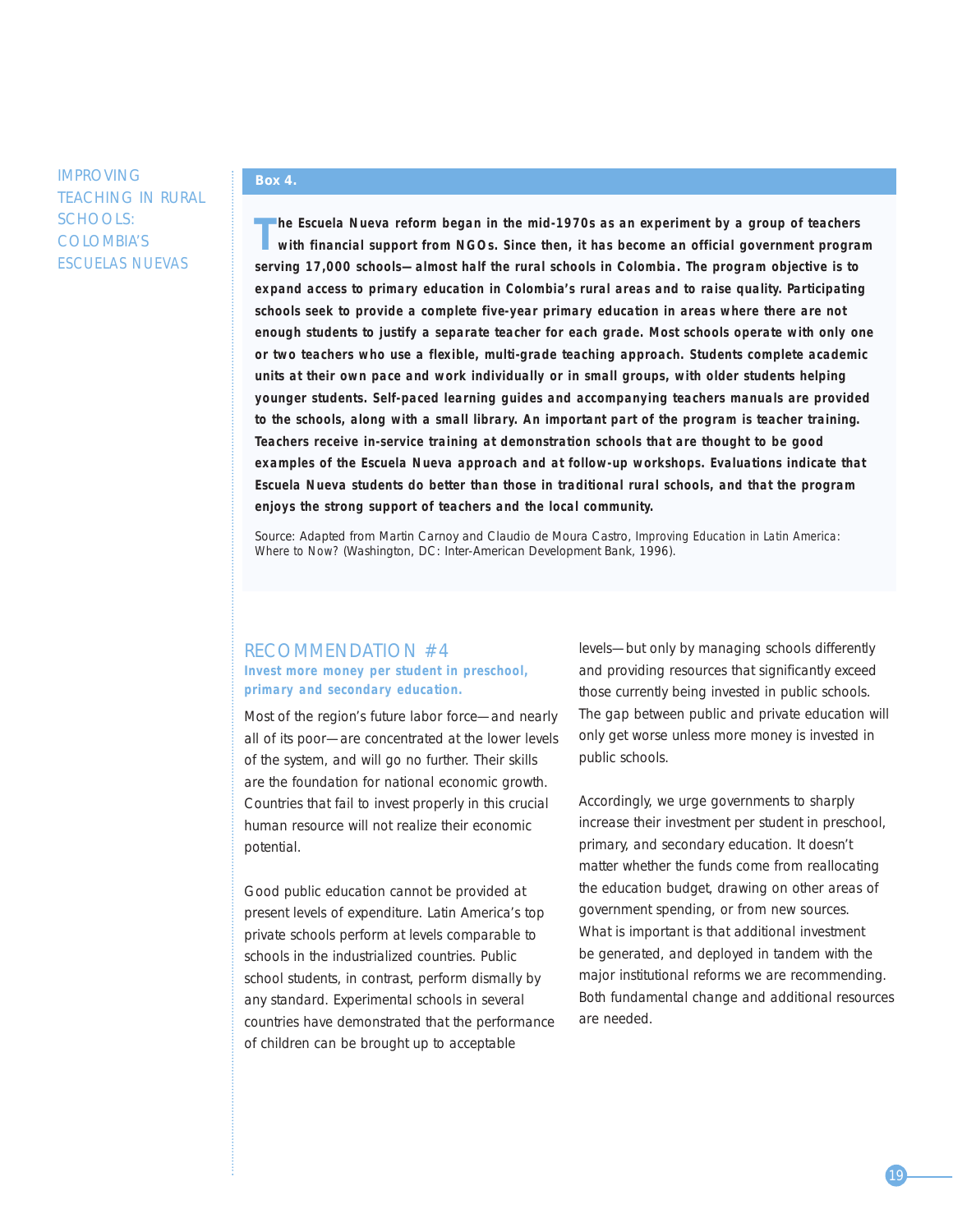IMPROVING TEACHING IN RURAL SCHOOLS: COLOMBIA'S ESCUELAS NUEVAS

**Box 4.**

**The Escuela Nueva reform began in the mid-1970s as an experiment by a group of teachers with financial support from NGOs. Since then, it has become an official government program serving 17,000 schools—almost half the rural schools in Colombia. The program objective is to expand access to primary education in Colombia's rural areas and to raise quality. Participating schools seek to provide a complete five-year primary education in areas where there are not enough students to justify a separate teacher for each grade. Most schools operate with only one or two teachers who use a flexible, multi-grade teaching approach. Students complete academic units at their own pace and work individually or in small groups, with older students helping younger students. Self-paced learning guides and accompanying teachers manuals are provided to the schools, along with a small library. An important part of the program is teacher training. Teachers receive in-service training at demonstration schools that are thought to be good examples of the Escuela Nueva approach and at follow-up workshops. Evaluations indicate that Escuela Nueva students do better than those in traditional rural schools, and that the program enjoys the strong support of teachers and the local community.**

Source: Adapted from Martin Carnoy and Claudio de Moura Castro, *Improving Education in Latin America: Where to Now?* (Washington, DC: Inter-American Development Bank, 1996).

## RECOMMENDATION #4

**Invest more money per student in preschool, primary and secondary education.**

Most of the region's future labor force—and nearly all of its poor—are concentrated at the lower levels of the system, and will go no further. Their skills are the foundation for national economic growth. Countries that fail to invest properly in this crucial human resource will not realize their economic potential.

Good public education cannot be provided at present levels of expenditure. Latin America's top private schools perform at levels comparable to schools in the industrialized countries. Public school students, in contrast, perform dismally by any standard. Experimental schools in several countries have demonstrated that the performance of children can be brought up to acceptable levels—but only by managing schools differently and providing resources that significantly exceed those currently being invested in public schools. The gap between public and private education will only get worse unless more money is invested in public schools.

Accordingly, we urge governments to sharply increase their investment per student in preschool, primary, and secondary education. It doesn't matter whether the funds come from reallocating the education budget, drawing on other areas of government spending, or from new sources. What is important is that additional investment be generated, and deployed in tandem with the major institutional reforms we are recommending. Both fundamental change and additional resources are needed.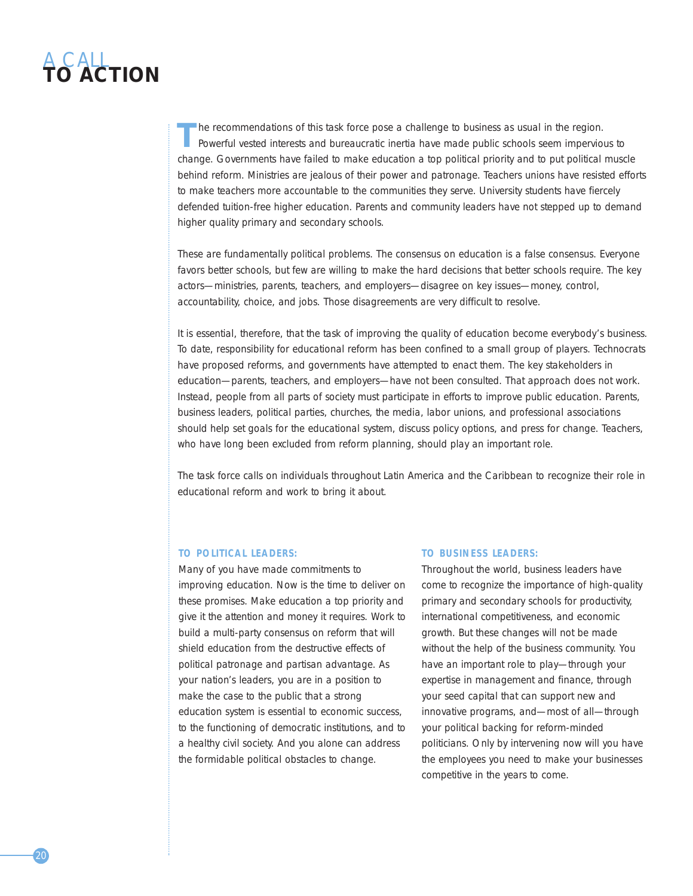# A CALL TO ACTION

The recommendations of this task force pose a challenge to business as usual in the region. Powerful vested interests and bureaucratic inertia have made public schools seem impervious to change. Governments have failed to make education a top political priority and to put political muscle behind reform. Ministries are jealous of their power and patronage. Teachers unions have resisted efforts to make teachers more accountable to the communities they serve. University students have fiercely defended tuition-free higher education. Parents and community leaders have not stepped up to demand higher quality primary and secondary schools.

These are fundamentally political problems. The consensus on education is a false consensus. Everyone favors better schools, but few are willing to make the hard decisions that better schools require. The key actors—ministries, parents, teachers, and employers—disagree on key issues—money, control, accountability, choice, and jobs. Those disagreements are very difficult to resolve.

It is essential, therefore, that the task of improving the quality of education become everybody's business. To date, responsibility for educational reform has been confined to a small group of players. Technocrats have proposed reforms, and governments have attempted to enact them. The key stakeholders in education—parents, teachers, and employers—have not been consulted. That approach does not work. Instead, people from all parts of society must participate in efforts to improve public education. Parents, business leaders, political parties, churches, the media, labor unions, and professional associations should help set goals for the educational system, discuss policy options, and press for change. Teachers, who have long been excluded from reform planning, should play an important role.

The task force calls on individuals throughout Latin America and the Caribbean to recognize their role in educational reform and work to bring it about.

### TO POLITICAL LEADERS:

Many of you have made commitments to improving education. Now is the time to deliver on these promises. Make education a top priority and give it the attention and money it requires. Work to build a multi-party consensus on reform that will shield education from the destructive effects of political patronage and partisan advantage. As your nation's leaders, you are in a position to make the case to the public that a strong education system is essential to economic success, to the functioning of democratic institutions, and to a healthy civil society. And you alone can address the formidable political obstacles to change.

### TO BUSINESS LEADERS:

Throughout the world, business leaders have come to recognize the importance of high-quality primary and secondary schools for productivity, international competitiveness, and economic growth. But these changes will not be made without the help of the business community. You have an important role to play—through your expertise in management and finance, through your seed capital that can support new and innovative programs, and—most of all—through your political backing for reform-minded politicians. Only by intervening now will you have the employees you need to make your businesses competitive in the years to come.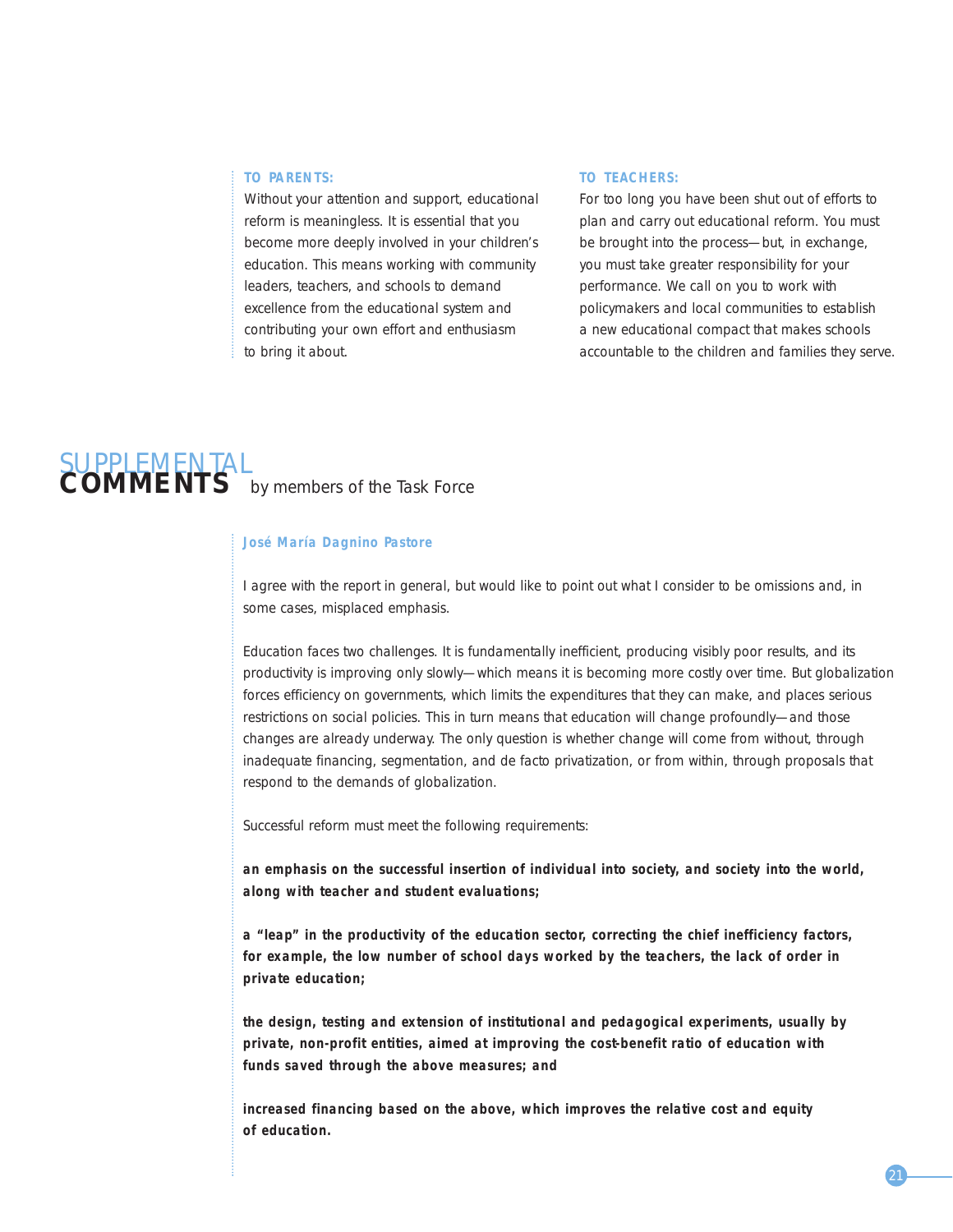**TO PARENTS:**

Without your attention and support, educational reform is meaningless. It is essential that you become more deeply involved in your children's education. This means working with community leaders, teachers, and schools to demand excellence from the educational system and contributing your own effort and enthusiasm to bring it about.

**TO TEACHERS:**

For too long you have been shut out of efforts to plan and carry out educational reform. You must be brought into the process—but, in exchange, you must take greater responsibility for your performance. We call on you to work with policymakers and local communities to establish a new educational compact that makes schools accountable to the children and families they serve.

# SUPPLEMENTAL COMMENTS by members of the Task Force

### José María Dagnino Pastore

I agree with the report in general, but would like to point out what I consider to be omissions and, in some cases, misplaced emphasis.

Education faces two challenges. It is fundamentally inefficient, producing visibly poor results, and its productivity is improving only slowly—which means it is becoming more costly over time. But globalization forces efficiency on governments, which limits the expenditures that they can make, and places serious restrictions on social policies. This in turn means that education will change profoundly—and those changes are already underway. The only question is whether change will come from without, through inadequate financing, segmentation, and de facto privatization, or from within, through proposals that respond to the demands of globalization.

Successful reform must meet the following requirements:

**an emphasis on the successful insertion of individual into society, and society into the world, along with teacher and student evaluations;**

**a "leap" in the productivity of the education sector, correcting the chief inefficiency factors, for example, the low number of school days worked by the teachers, the lack of order in private education;**

**the design, testing and extension of institutional and pedagogical experiments, usually by private, non-profit entities, aimed at improving the cost-benefit ratio of education with funds saved through the above measures; and**

**increased financing based on the above, which improves the relative cost and equity of education.**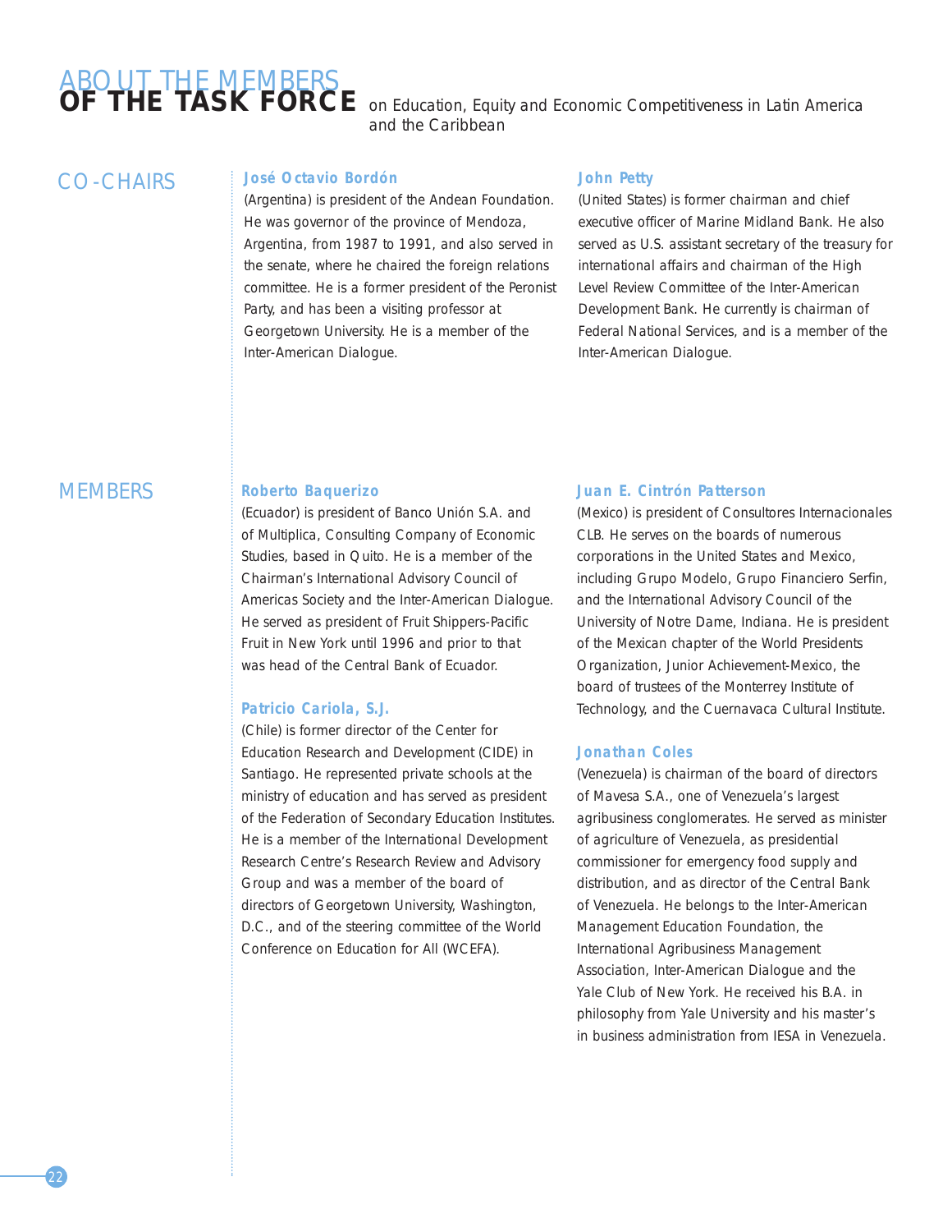# ABOUT THE MEMBERS OF THE TASK FORCE on Education, Equity and Economic Competitiveness in Latin America and the Caribbean

## CO-CHAIRS

**José Octavio Bordón**

(Argentina) is president of the Andean Foundation. He was governor of the province of Mendoza, Argentina, from 1987 to 1991, and also served in the senate, where he chaired the foreign relations committee. He is a former president of the Peronist Party, and has been a visiting professor at Georgetown University. He is a member of the Inter-American Dialogue.

**John Petty**

(United States) is former chairman and chief executive officer of Marine Midland Bank. He also served as U.S. assistant secretary of the treasury for international affairs and chairman of the High Level Review Committee of the Inter-American Development Bank. He currently is chairman of Federal National Services, and is a member of the Inter-American Dialogue.

## MEMBERS

**Roberto Baquerizo**

(Ecuador) is president of Banco Unión S.A. and of Multiplica, Consulting Company of Economic Studies, based in Quito. He is a member of the Chairman's International Advisory Council of Americas Society and the Inter-American Dialogue. He served as president of Fruit Shippers-Pacific Fruit in New York until 1996 and prior to that was head of the Central Bank of Ecuador.

**Patricio Cariola, S.J.**

(Chile) is former director of the Center for Education Research and Development (CIDE) in Santiago. He represented private schools at the ministry of education and has served as president of the Federation of Secondary Education Institutes. He is a member of the International Development Research Centre's Research Review and Advisory Group and was a member of the board of directors of Georgetown University, Washington, D.C., and of the steering committee of the World Conference on Education for All (WCEFA).

**Juan E. Cintrón Patterson**

(Mexico) is president of Consultores Internacionales CLB. He serves on the boards of numerous corporations in the United States and Mexico, including Grupo Modelo, Grupo Financiero Serfin, and the International Advisory Council of the University of Notre Dame, Indiana. He is president of the Mexican chapter of the World Presidents Organization, Junior Achievement-Mexico, the board of trustees of the Monterrey Institute of Technology, and the Cuernavaca Cultural Institute.

**Jonathan Coles**

(Venezuela) is chairman of the board of directors of Mavesa S.A., one of Venezuela's largest agribusiness conglomerates. He served as minister of agriculture of Venezuela, as presidential commissioner for emergency food supply and distribution, and as director of the Central Bank of Venezuela. He belongs to the Inter-American Management Education Foundation, the International Agribusiness Management Association, Inter-American Dialogue and the Yale Club of New York. He received his B.A. in philosophy from Yale University and his master's in business administration from IESA in Venezuela.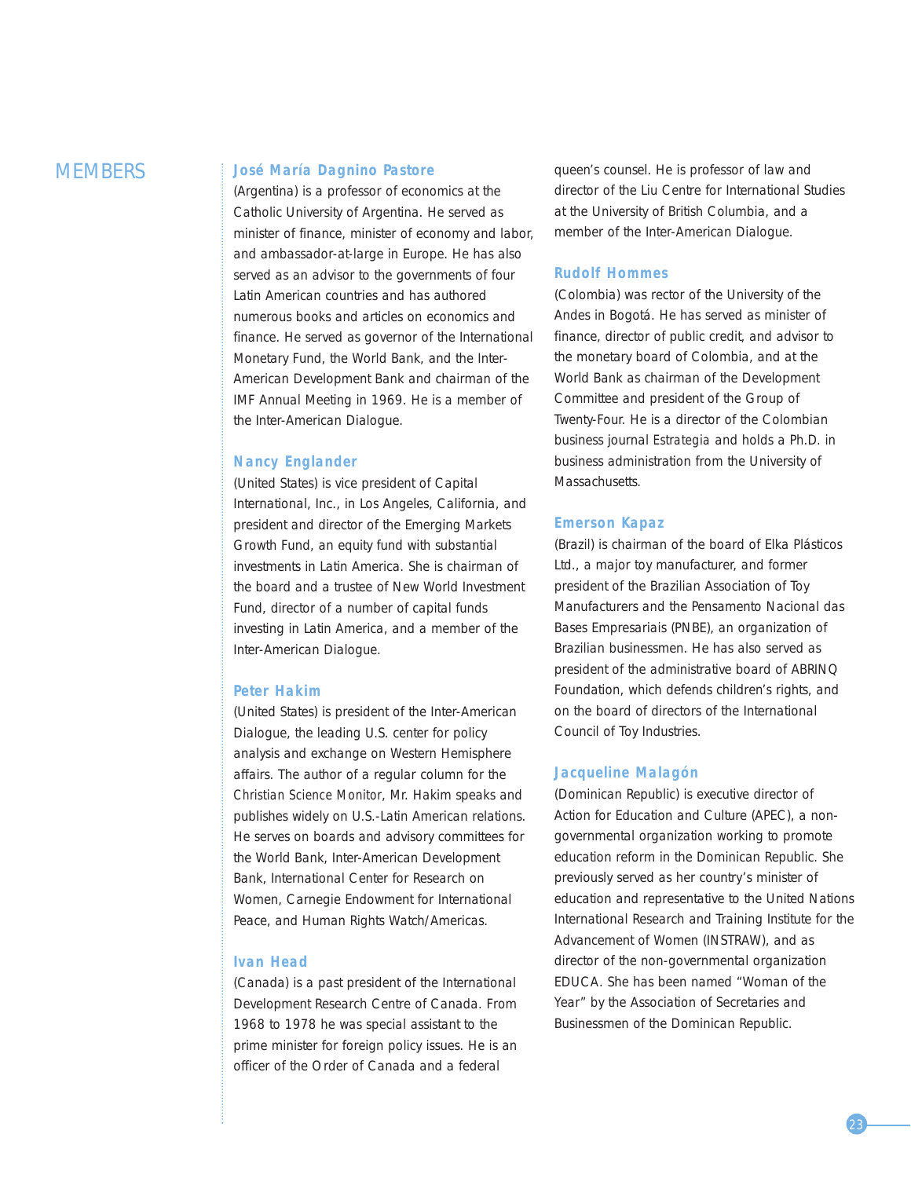## MEMBERS

### José María Dagnino Pastore

(Argentina) is a professor of economics at the Catholic University of Argentina. He served as minister of finance, minister of economy and labor, and ambassador-at-large in Europe. He has also served as an advisor to the governments of four Latin American countries and has authored numerous books and articles on economics and finance. He served as governor of the International Monetary Fund, the World Bank, and the Inter-American Development Bank and chairman of the IMF Annual Meeting in 1969. He is a member of the Inter-American Dialogue.

### Nancy Englander

(United States) is vice president of Capital International, Inc., in Los Angeles, California, and president and director of the Emerging Markets Growth Fund, an equity fund with substantial investments in Latin America. She is chairman of the board and a trustee of New World Investment Fund, director of a number of capital funds investing in Latin America, and a member of the Inter-American Dialogue.

### Peter Hakim

(United States) is president of the Inter-American Dialogue, the leading U.S. center for policy analysis and exchange on Western Hemisphere affairs. The author of a regular column for the *Christian Science Monitor*, Mr. Hakim speaks and publishes widely on U.S.-Latin American relations. He serves on boards and advisory committees for the World Bank, Inter-American Development Bank, International Center for Research on Women, Carnegie Endowment for International Peace, and Human Rights Watch/Americas.

### Ivan Head

(Canada) is a past president of the International Development Research Centre of Canada. From 1968 to 1978 he was special assistant to the prime minister for foreign policy issues. He is an officer of the Order of Canada and a federal queen's counsel. He is professor of law and director of the Liu Centre for International Studies at the University of British Columbia, and a member of the Inter-American Dialogue.

### Rudolf Hommes

(Colombia) was rector of the University of the Andes in Bogotá. He has served as minister of finance, director of public credit, and advisor to the monetary board of Colombia, and at the World Bank as chairman of the Development Committee and president of the Group of Twenty-Four. He is a director of the Colombian business journal *Estrategia* and holds a Ph.D. in business administration from the University of Massachusetts.

### Emerson Kapaz

(Brazil) is chairman of the board of Elka Plásticos Ltd., a major toy manufacturer, and former president of the Brazilian Association of Toy Manufacturers and the Pensamento Nacional das Bases Empresariais (PNBE), an organization of Brazilian businessmen. He has also served as president of the administrative board of ABRINQ Foundation, which defends children's rights, and on the board of directors of the International Council of Toy Industries.

### Jacqueline Malagón

(Dominican Republic) is executive director of Action for Education and Culture (APEC), a non-governmental organization working to promote education reform in the Dominican Republic. She previously served as her country's minister of education and representative to the United Nations International Research and Training Institute for the Advancement of Women (INSTRAW), and as director of the non-governmental organization EDUCA. She has been named "Woman of the Year" by the Association of Secretaries and Businessmen of the Dominican Republic.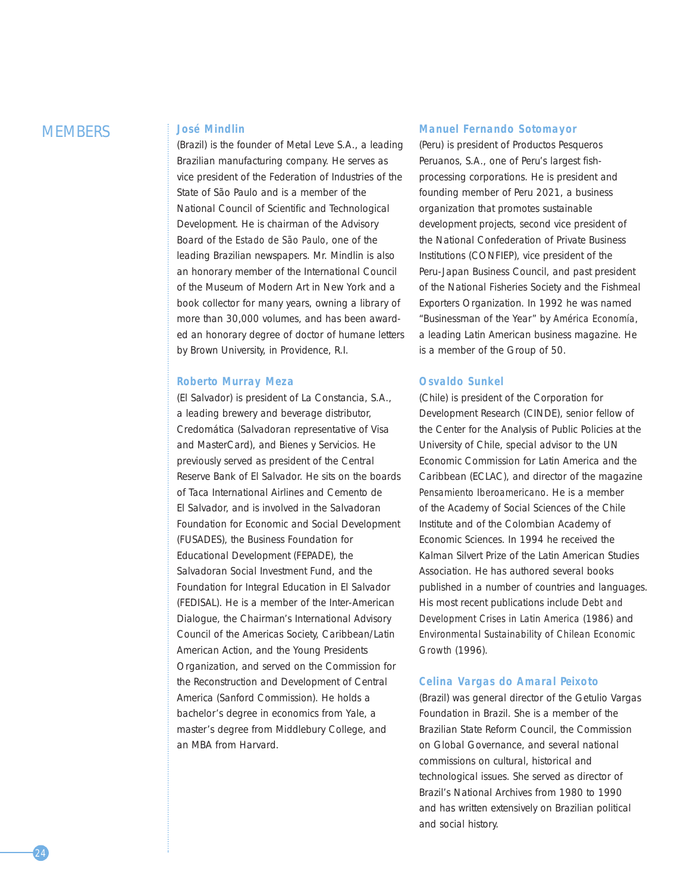## MEMBERS

**José Mindlin**

(Brazil) is the founder of Metal Leve S.A., a leading Brazilian manufacturing company. He serves as vice president of the Federation of Industries of the State of São Paulo and is a member of the National Council of Scientific and Technological Development. He is chairman of the Advisory Board of the *Estado de São Paulo*, one of the leading Brazilian newspapers. Mr. Mindlin is also an honorary member of the International Council of the Museum of Modern Art in New York and a book collector for many years, owning a library of more than 30,000 volumes, and has been awarded an honorary degree of doctor of humane letters by Brown University, in Providence, R.I.

**Roberto Murray Meza**

(El Salvador) is president of La Constancia, S.A., a leading brewery and beverage distributor, Credomática (Salvadoran representative of Visa and MasterCard), and Bienes y Servicios. He previously served as president of the Central Reserve Bank of El Salvador. He sits on the boards of Taca International Airlines and Cemento de El Salvador, and is involved in the Salvadoran Foundation for Economic and Social Development (FUSADES), the Business Foundation for Educational Development (FEPADE), the Salvadoran Social Investment Fund, and the Foundation for Integral Education in El Salvador (FEDISAL). He is a member of the Inter-American Dialogue, the Chairman's International Advisory Council of the Americas Society, Caribbean/Latin American Action, and the Young Presidents Organization, and served on the Commission for the Reconstruction and Development of Central America (Sanford Commission). He holds a bachelor's degree in economics from Yale, a master's degree from Middlebury College, and an MBA from Harvard.

**Manuel Fernando Sotomayor**

(Peru) is president of Productos Pesqueros Peruanos, S.A., one of Peru's largest fish-processing corporations. He is president and founding member of Peru 2021, a business organization that promotes sustainable development projects, second vice president of the National Confederation of Private Business Institutions (CONFIEP), vice president of the Peru-Japan Business Council, and past president of the National Fisheries Society and the Fishmeal Exporters Organization. In 1992 he was named "Businessman of the Year" by *América Economía*, a leading Latin American business magazine. He is a member of the Group of 50.

**Osvaldo Sunkel**

(Chile) is president of the Corporation for Development Research (CINDE), senior fellow of the Center for the Analysis of Public Policies at the University of Chile, special advisor to the UN Economic Commission for Latin America and the Caribbean (ECLAC), and director of the magazine *Pensamiento Iberoamericano*. He is a member of the Academy of Social Sciences of the Chile Institute and of the Colombian Academy of Economic Sciences. In 1994 he received the Kalman Silvert Prize of the Latin American Studies Association. He has authored several books published in a number of countries and languages. His most recent publications include *Debt and Development Crises in Latin America* (1986) and *Environmental Sustainability of Chilean Economic Growth* (1996).

**Celina Vargas do Amaral Peixoto**

(Brazil) was general director of the Getulio Vargas Foundation in Brazil. She is a member of the Brazilian State Reform Council, the Commission on Global Governance, and several national commissions on cultural, historical and technological issues. She served as director of Brazil's National Archives from 1980 to 1990 and has written extensively on Brazilian political and social history.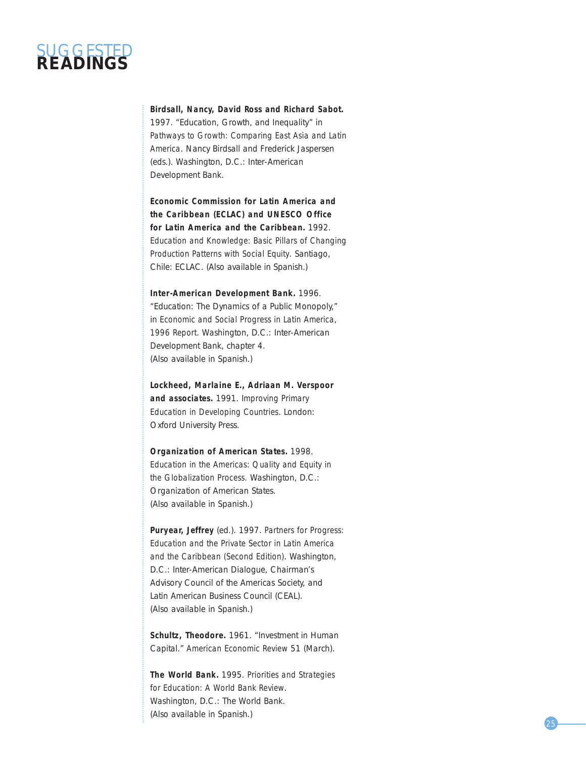# SUGGESTED READINGS

**Birdsall, Nancy, David Ross and Richard Sabot.** 1997. "Education, Growth, and Inequality" in *Pathways to Growth: Comparing East Asia and Latin America*. Nancy Birdsall and Frederick Jaspersen (eds.). Washington, D.C.: Inter-American Development Bank.

**Economic Commission for Latin America and the Caribbean (ECLAC) and UNESCO Office for Latin America and the Caribbean.** 1992. *Education and Knowledge: Basic Pillars of Changing Production Patterns with Social Equity*. Santiago, Chile: ECLAC. (Also available in Spanish.)

**Inter-American Development Bank.** 1996. "Education: The Dynamics of a Public Monopoly," in *Economic and Social Progress in Latin America, 1996 Report*. Washington, D.C.: Inter-American Development Bank, chapter 4. (Also available in Spanish.)

**Lockheed, Marlaine E., Adriaan M. Verspoor and associates.** 1991. *Improving Primary Education in Developing Countries*. London: Oxford University Press.

**Organization of American States.** 1998. *Education in the Americas: Quality and Equity in the Globalization Process*. Washington, D.C.: Organization of American States. (Also available in Spanish.)

**Puryear, Jeffrey** (ed.). 1997. *Partners for Progress: Education and the Private Sector in Latin America and the Caribbean (Second Edition)*. Washington, D.C.: Inter-American Dialogue, Chairman's Advisory Council of the Americas Society, and Latin American Business Council (CEAL). (Also available in Spanish.)

**Schultz, Theodore.** 1961. "Investment in Human Capital." *American Economic Review* 51 (March).

**The World Bank.** 1995. *Priorities and Strategies for Education: A World Bank Review*. Washington, D.C.: The World Bank. (Also available in Spanish.)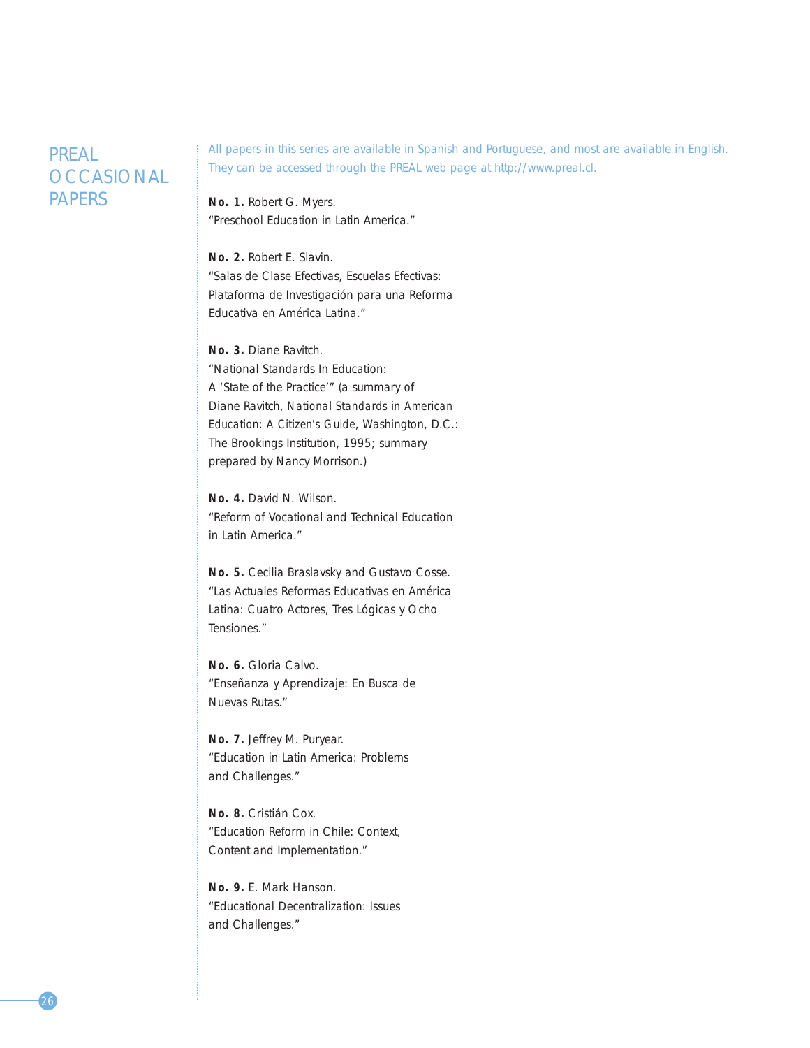# PREAL OCCASIONAL PAPERS

All papers in this series are available in Spanish and Portuguese, and most are available in English. They can be accessed through the PREAL web page at http://www.preal.cl.

**No. 1.** Robert G. Myers.
"Preschool Education in Latin America."

**No. 2.** Robert E. Slavin.
"Salas de Clase Efectivas, Escuelas Efectivas: Plataforma de Investigación para una Reforma Educativa en América Latina."

**No. 3.** Diane Ravitch.
"National Standards In Education: A 'State of the Practice'" (a summary of Diane Ravitch, *National Standards in American Education: A Citizen's Guide*, Washington, D.C.: The Brookings Institution, 1995; summary prepared by Nancy Morrison.)

**No. 4.** David N. Wilson.
"Reform of Vocational and Technical Education in Latin America."

**No. 5.** Cecilia Braslavsky and Gustavo Cosse.
"Las Actuales Reformas Educativas en América Latina: Cuatro Actores, Tres Lógicas y Ocho Tensiones."

**No. 6.** Gloria Calvo.
"Enseñanza y Aprendizaje: En Busca de Nuevas Rutas."

**No. 7.** Jeffrey M. Puryear.
"Education in Latin America: Problems and Challenges."

**No. 8.** Cristián Cox.
"Education Reform in Chile: Context, Content and Implementation."

**No. 9.** E. Mark Hanson.
"Educational Decentralization: Issues and Challenges."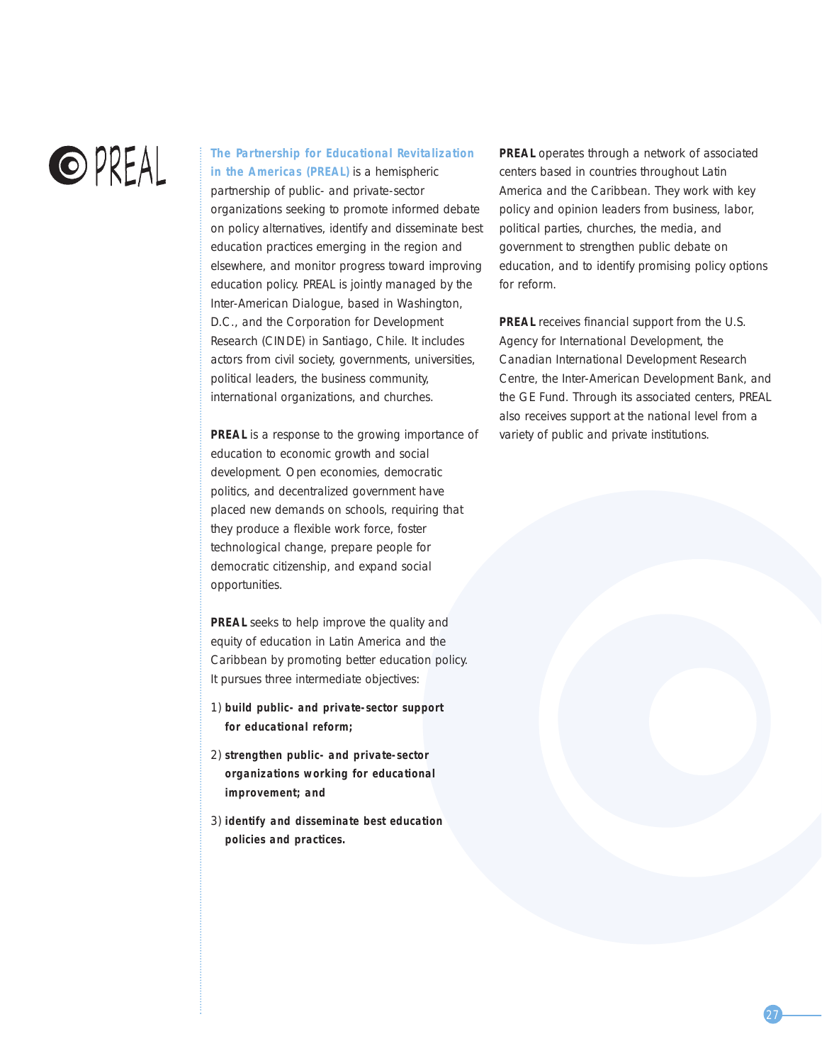# PREAL

**The Partnership for Educational Revitalization in the Americas (PREAL)** is a hemispheric partnership of public- and private-sector organizations seeking to promote informed debate on policy alternatives, identify and disseminate best education practices emerging in the region and elsewhere, and monitor progress toward improving education policy. PREAL is jointly managed by the Inter-American Dialogue, based in Washington, D.C., and the Corporation for Development Research (CINDE) in Santiago, Chile. It includes actors from civil society, governments, universities, political leaders, the business community, international organizations, and churches.

**PREAL** is a response to the growing importance of education to economic growth and social development. Open economies, democratic politics, and decentralized government have placed new demands on schools, requiring that they produce a flexible work force, foster technological change, prepare people for democratic citizenship, and expand social opportunities.

**PREAL** seeks to help improve the quality and equity of education in Latin America and the Caribbean by promoting better education policy. It pursues three intermediate objectives:

1) **build public- and private-sector support for educational reform;**
2) **strengthen public- and private-sector organizations working for educational improvement; and**
3) **identify and disseminate best education policies and practices.**

**PREAL** operates through a network of associated centers based in countries throughout Latin America and the Caribbean. They work with key policy and opinion leaders from business, labor, political parties, churches, the media, and government to strengthen public debate on education, and to identify promising policy options for reform.

**PREAL** receives financial support from the U.S. Agency for International Development, the Canadian International Development Research Centre, the Inter-American Development Bank, and the GE Fund. Through its associated centers, PREAL also receives support at the national level from a variety of public and private institutions.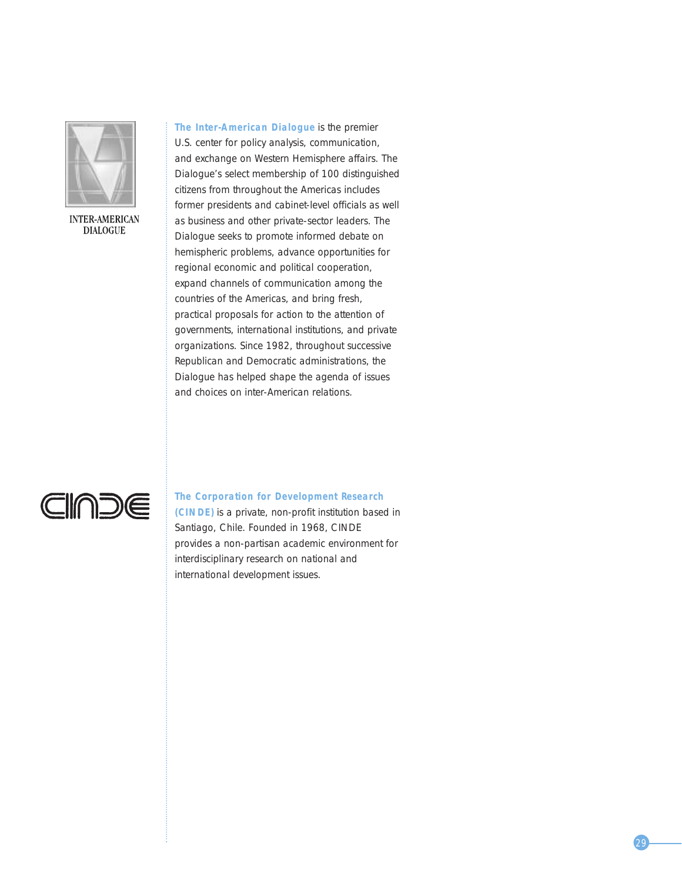INTER-AMERICAN DIALOGUE

**The Inter-American Dialogue** is the premier U.S. center for policy analysis, communication, and exchange on Western Hemisphere affairs. The Dialogue's select membership of 100 distinguished citizens from throughout the Americas includes former presidents and cabinet-level officials as well as business and other private-sector leaders. The Dialogue seeks to promote informed debate on hemispheric problems, advance opportunities for regional economic and political cooperation, expand channels of communication among the countries of the Americas, and bring fresh, practical proposals for action to the attention of governments, international institutions, and private organizations. Since 1982, throughout successive Republican and Democratic administrations, the Dialogue has helped shape the agenda of issues and choices on inter-American relations.

CINDE

**The Corporation for Development Research (CINDE)** is a private, non-profit institution based in Santiago, Chile. Founded in 1968, CINDE provides a non-partisan academic environment for interdisciplinary research on national and international development issues.